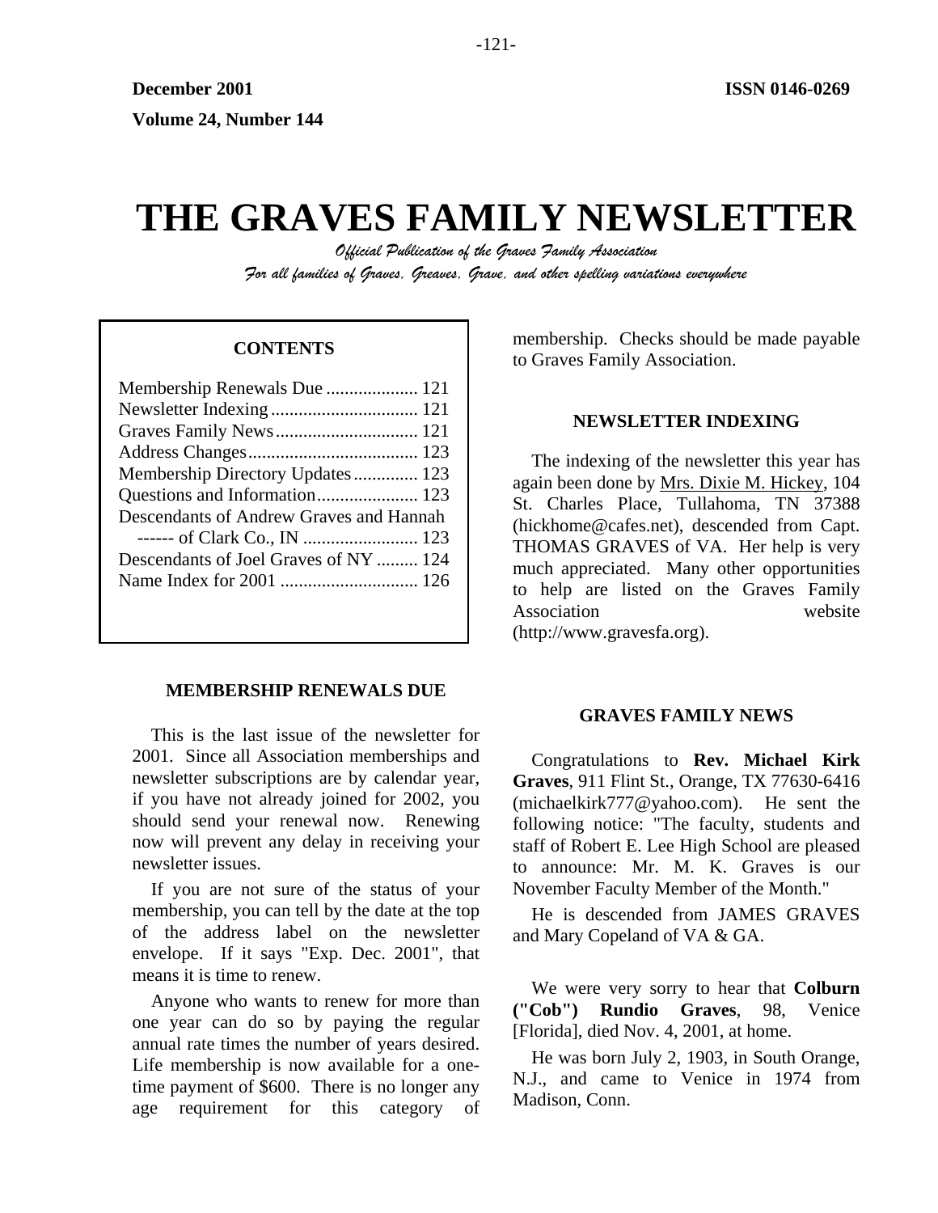December 2001 | ISSN 0146-0269

Volume 24, Number 144

# THE GRAVES FAMILY NEWSLETTER

*Official Publication of the Graves Family Association*

*For all families of Graves, Greaves, Grave, and other spelling variations everywhere*

**CONTENTS**

| | |
|---|---|
| Membership Renewals Due | 121 |
| Newsletter Indexing | 121 |
| Graves Family News | 121 |
| Address Changes | 123 |
| Membership Directory Updates | 123 |
| Questions and Information | 123 |
| Descendants of Andrew Graves and Hannah ------ of Clark Co., IN | 123 |
| Descendants of Joel Graves of NY | 124 |
| Name Index for 2001 | 126 |

## MEMBERSHIP RENEWALS DUE

This is the last issue of the newsletter for 2001. Since all Association memberships and newsletter subscriptions are by calendar year, if you have not already joined for 2002, you should send your renewal now. Renewing now will prevent any delay in receiving your newsletter issues.

If you are not sure of the status of your membership, you can tell by the date at the top of the address label on the newsletter envelope. If it says "Exp. Dec. 2001", that means it is time to renew.

Anyone who wants to renew for more than one year can do so by paying the regular annual rate times the number of years desired. Life membership is now available for a one-time payment of $600. There is no longer any age requirement for this category of membership. Checks should be made payable to Graves Family Association.

## NEWSLETTER INDEXING

The indexing of the newsletter this year has again been done by Mrs. Dixie M. Hickey, 104 St. Charles Place, Tullahoma, TN 37388 (hickhome@cafes.net), descended from Capt. THOMAS GRAVES of VA. Her help is very much appreciated. Many other opportunities to help are listed on the Graves Family Association website (http://www.gravesfa.org).

## GRAVES FAMILY NEWS

Congratulations to **Rev. Michael Kirk Graves**, 911 Flint St., Orange, TX 77630-6416 (michaelkirk777@yahoo.com). He sent the following notice: "The faculty, students and staff of Robert E. Lee High School are pleased to announce: Mr. M. K. Graves is our November Faculty Member of the Month."

He is descended from JAMES GRAVES and Mary Copeland of VA & GA.

We were very sorry to hear that **Colburn ("Cob") Rundio Graves**, 98, Venice [Florida], died Nov. 4, 2001, at home.

He was born July 2, 1903, in South Orange, N.J., and came to Venice in 1974 from Madison, Conn.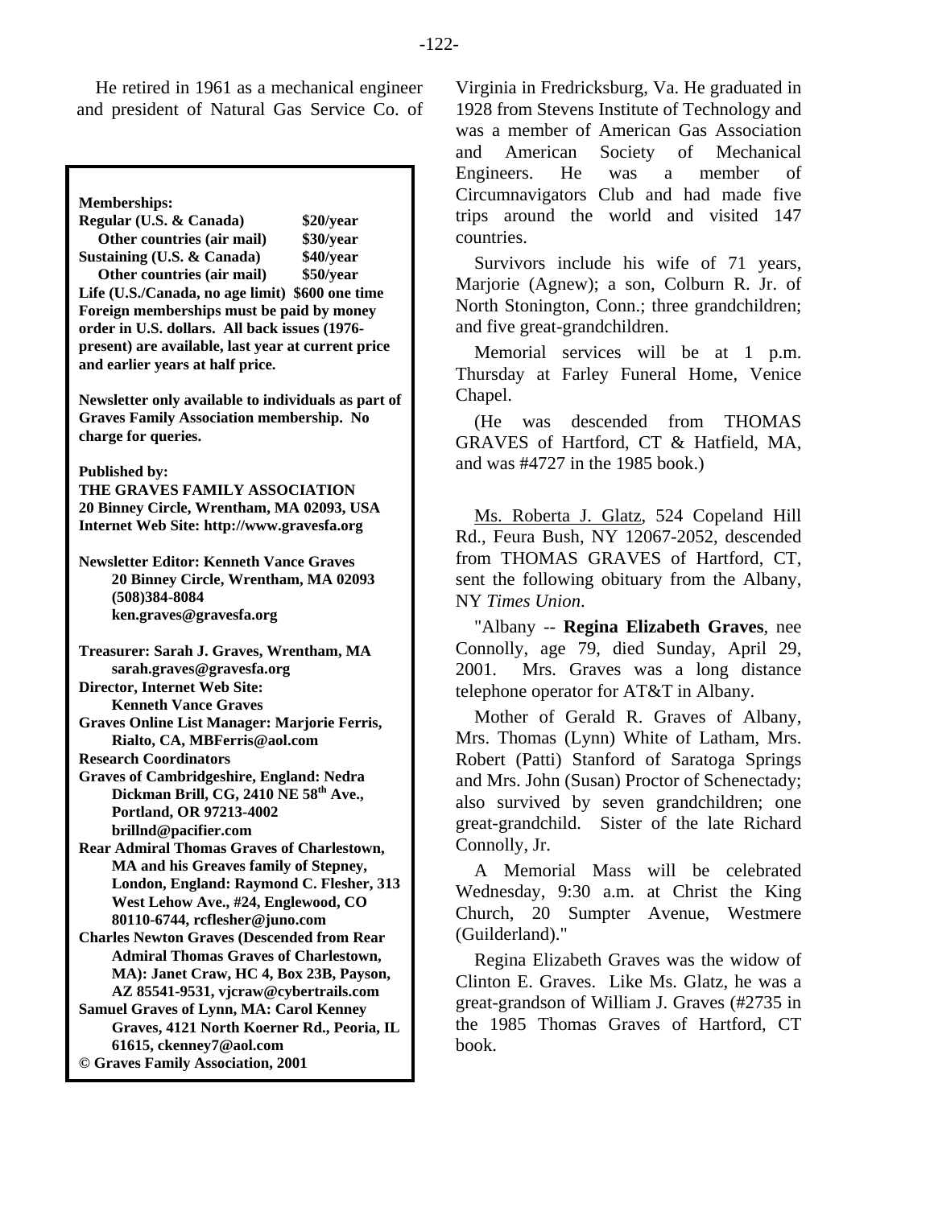He retired in 1961 as a mechanical engineer and president of Natural Gas Service Co. of Virginia in Fredricksburg, Va. He graduated in 1928 from Stevens Institute of Technology and was a member of American Gas Association and American Society of Mechanical Engineers. He was a member of Circumnavigators Club and had made five trips around the world and visited 147 countries.

Survivors include his wife of 71 years, Marjorie (Agnew); a son, Colburn R. Jr. of North Stonington, Conn.; three grandchildren; and five great-grandchildren.

Memorial services will be at 1 p.m. Thursday at Farley Funeral Home, Venice Chapel.

(He was descended from THOMAS GRAVES of Hartford, CT & Hatfield, MA, and was #4727 in the 1985 book.)

Ms. Roberta J. Glatz, 524 Copeland Hill Rd., Feura Bush, NY 12067-2052, descended from THOMAS GRAVES of Hartford, CT, sent the following obituary from the Albany, NY *Times Union*.

"Albany -- **Regina Elizabeth Graves**, nee Connolly, age 79, died Sunday, April 29, 2001. Mrs. Graves was a long distance telephone operator for AT&T in Albany.

Mother of Gerald R. Graves of Albany, Mrs. Thomas (Lynn) White of Latham, Mrs. Robert (Patti) Stanford of Saratoga Springs and Mrs. John (Susan) Proctor of Schenectady; also survived by seven grandchildren; one great-grandchild. Sister of the late Richard Connolly, Jr.

A Memorial Mass will be celebrated Wednesday, 9:30 a.m. at Christ the King Church, 20 Sumpter Avenue, Westmere (Guilderland)."

Regina Elizabeth Graves was the widow of Clinton E. Graves. Like Ms. Glatz, he was a great-grandson of William J. Graves (#2735 in the 1985 Thomas Graves of Hartford, CT book.

---

**Memberships:**

| | |
|---|---|
| **Regular (U.S. & Canada)** | **$20/year** |
| **Other countries (air mail)** | **$30/year** |
| **Sustaining (U.S. & Canada)** | **$40/year** |
| **Other countries (air mail)** | **$50/year** |

**Life (U.S./Canada, no age limit) $600 one time**
**Foreign memberships must be paid by money order in U.S. dollars. All back issues (1976-present) are available, last year at current price and earlier years at half price.**

**Newsletter only available to individuals as part of Graves Family Association membership. No charge for queries.**

**Published by:**
**THE GRAVES FAMILY ASSOCIATION**
**20 Binney Circle, Wrentham, MA 02093, USA**
**Internet Web Site: http://www.gravesfa.org**

**Newsletter Editor: Kenneth Vance Graves**
**20 Binney Circle, Wrentham, MA 02093**
**(508)384-8084**
**ken.graves@gravesfa.org**

**Treasurer: Sarah J. Graves, Wrentham, MA**
**sarah.graves@gravesfa.org**
**Director, Internet Web Site:**
**Kenneth Vance Graves**
**Graves Online List Manager: Marjorie Ferris, Rialto, CA, MBFerris@aol.com**
**Research Coordinators**
**Graves of Cambridgeshire, England: Nedra Dickman Brill, CG, 2410 NE 58th Ave., Portland, OR 97213-4002**
**brillnd@pacifier.com**
**Rear Admiral Thomas Graves of Charlestown, MA and his Greaves family of Stepney, London, England: Raymond C. Flesher, 313 West Lehow Ave., #24, Englewood, CO 80110-6744, rcflesher@juno.com**
**Charles Newton Graves (Descended from Rear Admiral Thomas Graves of Charlestown, MA): Janet Craw, HC 4, Box 23B, Payson, AZ 85541-9531, vjcraw@cybertrails.com**
**Samuel Graves of Lynn, MA: Carol Kenney Graves, 4121 North Koerner Rd., Peoria, IL 61615, ckenney7@aol.com**
**© Graves Family Association, 2001**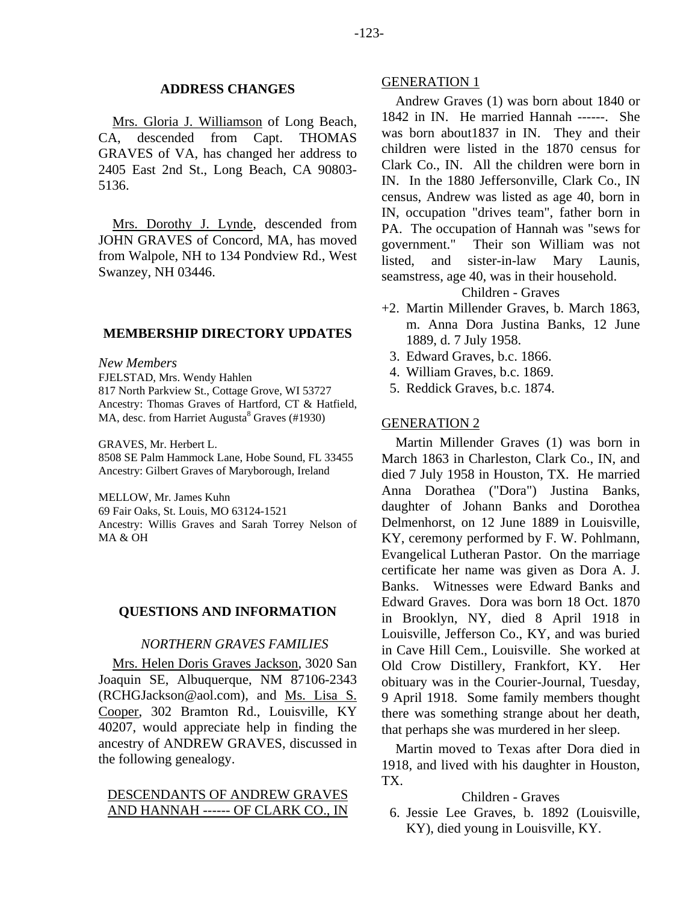## ADDRESS CHANGES

Mrs. Gloria J. Williamson of Long Beach, CA, descended from Capt. THOMAS GRAVES of VA, has changed her address to 2405 East 2nd St., Long Beach, CA 90803-5136.

Mrs. Dorothy J. Lynde, descended from JOHN GRAVES of Concord, MA, has moved from Walpole, NH to 134 Pondview Rd., West Swanzey, NH 03446.

## MEMBERSHIP DIRECTORY UPDATES

*New Members*

FJELSTAD, Mrs. Wendy Hahlen
817 North Parkview St., Cottage Grove, WI 53727
Ancestry: Thomas Graves of Hartford, CT & Hatfield, MA, desc. from Harriet Augusta[8] Graves (#1930)

GRAVES, Mr. Herbert L.
8508 SE Palm Hammock Lane, Hobe Sound, FL 33455
Ancestry: Gilbert Graves of Maryborough, Ireland

MELLOW, Mr. James Kuhn
69 Fair Oaks, St. Louis, MO 63124-1521
Ancestry: Willis Graves and Sarah Torrey Nelson of MA & OH

## QUESTIONS AND INFORMATION

### *NORTHERN GRAVES FAMILIES*

Mrs. Helen Doris Graves Jackson, 3020 San Joaquin SE, Albuquerque, NM 87106-2343 (RCHGJackson@aol.com), and Ms. Lisa S. Cooper, 302 Bramton Rd., Louisville, KY 40207, would appreciate help in finding the ancestry of ANDREW GRAVES, discussed in the following genealogy.

### DESCENDANTS OF ANDREW GRAVES AND HANNAH ------ OF CLARK CO., IN

GENERATION 1

Andrew Graves (1) was born about 1840 or 1842 in IN. He married Hannah ------. She was born about1837 in IN. They and their children were listed in the 1870 census for Clark Co., IN. All the children were born in IN. In the 1880 Jeffersonville, Clark Co., IN census, Andrew was listed as age 40, born in IN, occupation "drives team", father born in PA. The occupation of Hannah was "sews for government." Their son William was not listed, and sister-in-law Mary Launis, seamstress, age 40, was in their household.

Children - Graves

+2. Martin Millender Graves, b. March 1863, m. Anna Dora Justina Banks, 12 June 1889, d. 7 July 1958.
3. Edward Graves, b.c. 1866.
4. William Graves, b.c. 1869.
5. Reddick Graves, b.c. 1874.

GENERATION 2

Martin Millender Graves (1) was born in March 1863 in Charleston, Clark Co., IN, and died 7 July 1958 in Houston, TX. He married Anna Dorathea ("Dora") Justina Banks, daughter of Johann Banks and Dorothea Delmenhorst, on 12 June 1889 in Louisville, KY, ceremony performed by F. W. Pohlmann, Evangelical Lutheran Pastor. On the marriage certificate her name was given as Dora A. J. Banks. Witnesses were Edward Banks and Edward Graves. Dora was born 18 Oct. 1870 in Brooklyn, NY, died 8 April 1918 in Louisville, Jefferson Co., KY, and was buried in Cave Hill Cem., Louisville. She worked at Old Crow Distillery, Frankfort, KY. Her obituary was in the Courier-Journal, Tuesday, 9 April 1918. Some family members thought there was something strange about her death, that perhaps she was murdered in her sleep.

Martin moved to Texas after Dora died in 1918, and lived with his daughter in Houston, TX.

Children - Graves

6. Jessie Lee Graves, b. 1892 (Louisville, KY), died young in Louisville, KY.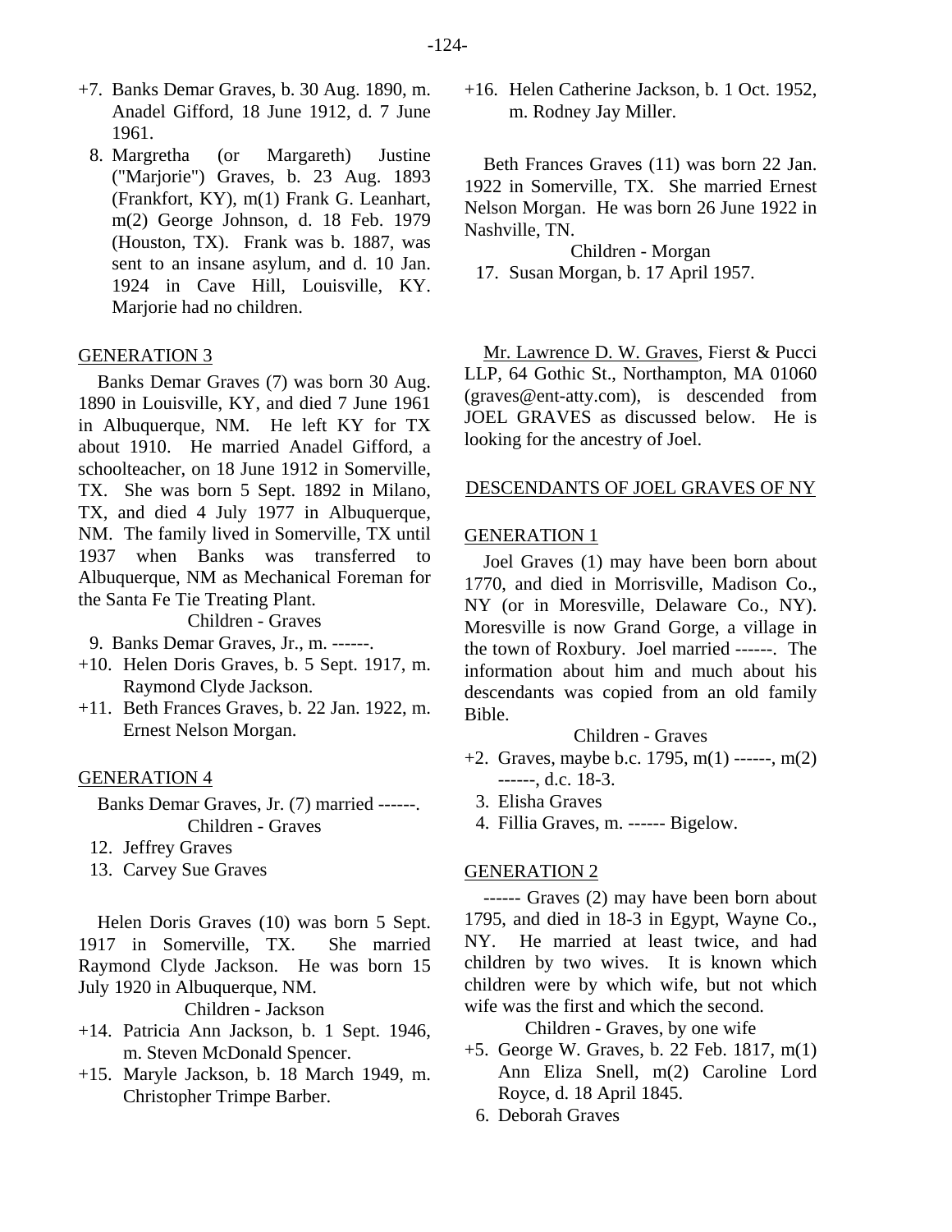+7. Banks Demar Graves, b. 30 Aug. 1890, m. Anadel Gifford, 18 June 1912, d. 7 June 1961.
8. Margretha (or Margareth) Justine ("Marjorie") Graves, b. 23 Aug. 1893 (Frankfort, KY), m(1) Frank G. Leanhart, m(2) George Johnson, d. 18 Feb. 1979 (Houston, TX). Frank was b. 1887, was sent to an insane asylum, and d. 10 Jan. 1924 in Cave Hill, Louisville, KY. Marjorie had no children.

<u>GENERATION 3</u>

Banks Demar Graves (7) was born 30 Aug. 1890 in Louisville, KY, and died 7 June 1961 in Albuquerque, NM. He left KY for TX about 1910. He married Anadel Gifford, a schoolteacher, on 18 June 1912 in Somerville, TX. She was born 5 Sept. 1892 in Milano, TX, and died 4 July 1977 in Albuquerque, NM. The family lived in Somerville, TX until 1937 when Banks was transferred to Albuquerque, NM as Mechanical Foreman for the Santa Fe Tie Treating Plant.

Children - Graves

9. Banks Demar Graves, Jr., m. ------.
+10. Helen Doris Graves, b. 5 Sept. 1917, m. Raymond Clyde Jackson.
+11. Beth Frances Graves, b. 22 Jan. 1922, m. Ernest Nelson Morgan.

<u>GENERATION 4</u>

Banks Demar Graves, Jr. (7) married ------.

Children - Graves

12. Jeffrey Graves
13. Carvey Sue Graves

Helen Doris Graves (10) was born 5 Sept. 1917 in Somerville, TX. She married Raymond Clyde Jackson. He was born 15 July 1920 in Albuquerque, NM.

Children - Jackson

+14. Patricia Ann Jackson, b. 1 Sept. 1946, m. Steven McDonald Spencer.
+15. Maryle Jackson, b. 18 March 1949, m. Christopher Trimpe Barber.
+16. Helen Catherine Jackson, b. 1 Oct. 1952, m. Rodney Jay Miller.

Beth Frances Graves (11) was born 22 Jan. 1922 in Somerville, TX. She married Ernest Nelson Morgan. He was born 26 June 1922 in Nashville, TN.

Children - Morgan

17. Susan Morgan, b. 17 April 1957.

<u>Mr. Lawrence D. W. Graves</u>, Fierst & Pucci LLP, 64 Gothic St., Northampton, MA 01060 (graves@ent-atty.com), is descended from JOEL GRAVES as discussed below. He is looking for the ancestry of Joel.

<u>DESCENDANTS OF JOEL GRAVES OF NY</u>

<u>GENERATION 1</u>

Joel Graves (1) may have been born about 1770, and died in Morrisville, Madison Co., NY (or in Moresville, Delaware Co., NY). Moresville is now Grand Gorge, a village in the town of Roxbury. Joel married ------. The information about him and much about his descendants was copied from an old family Bible.

Children - Graves

+2. Graves, maybe b.c. 1795, m(1) ------, m(2) ------, d.c. 18-3.
3. Elisha Graves
4. Fillia Graves, m. ------ Bigelow.

<u>GENERATION 2</u>

------ Graves (2) may have been born about 1795, and died in 18-3 in Egypt, Wayne Co., NY. He married at least twice, and had children by two wives. It is known which children were by which wife, but not which wife was the first and which the second.

Children - Graves, by one wife

+5. George W. Graves, b. 22 Feb. 1817, m(1) Ann Eliza Snell, m(2) Caroline Lord Royce, d. 18 April 1845.
6. Deborah Graves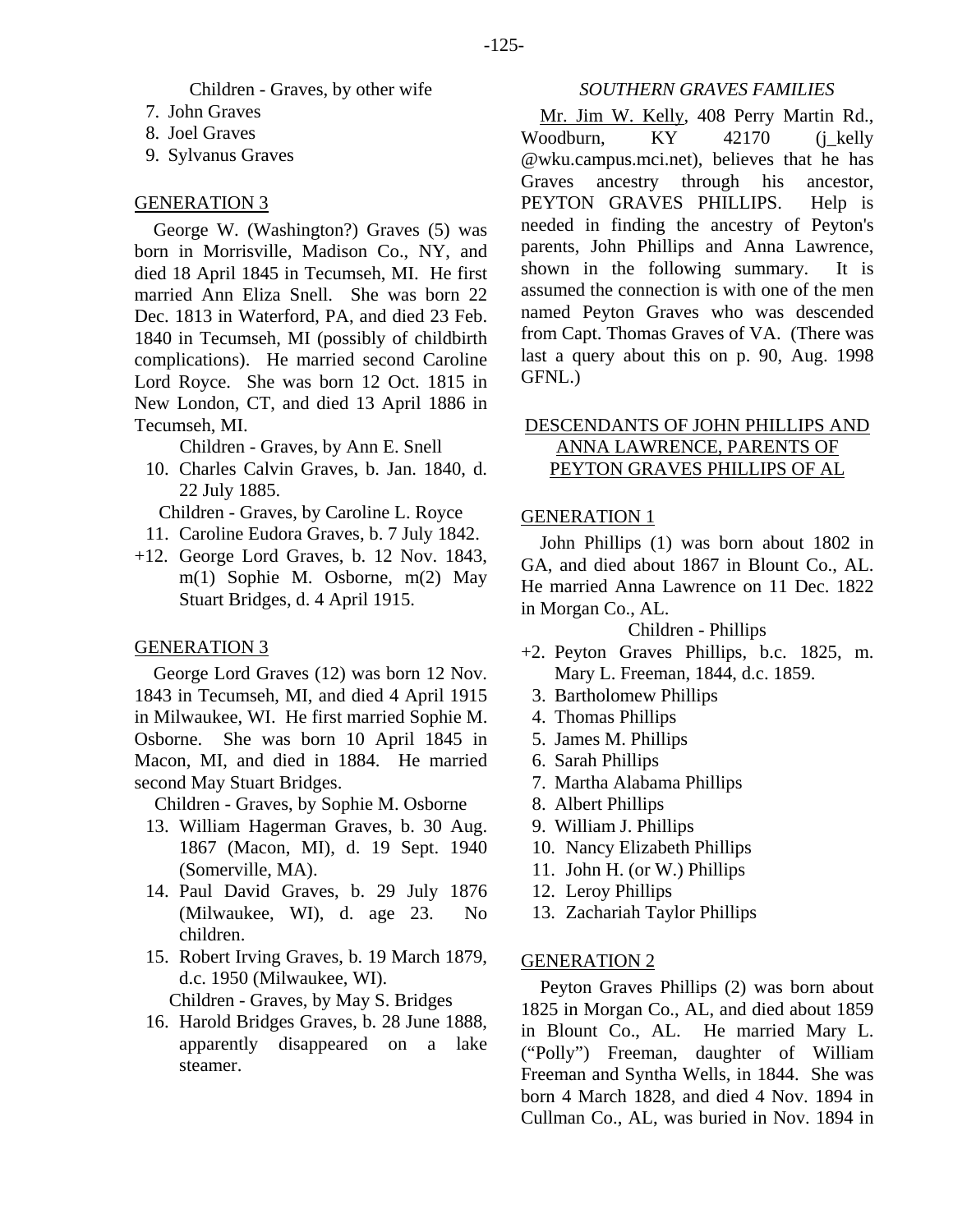Children - Graves, by other wife

7. John Graves
8. Joel Graves
9. Sylvanus Graves

GENERATION 3

George W. (Washington?) Graves (5) was born in Morrisville, Madison Co., NY, and died 18 April 1845 in Tecumseh, MI. He first married Ann Eliza Snell. She was born 22 Dec. 1813 in Waterford, PA, and died 23 Feb. 1840 in Tecumseh, MI (possibly of childbirth complications). He married second Caroline Lord Royce. She was born 12 Oct. 1815 in New London, CT, and died 13 April 1886 in Tecumseh, MI.

Children - Graves, by Ann E. Snell

10. Charles Calvin Graves, b. Jan. 1840, d. 22 July 1885.

Children - Graves, by Caroline L. Royce

11. Caroline Eudora Graves, b. 7 July 1842.
+12. George Lord Graves, b. 12 Nov. 1843, m(1) Sophie M. Osborne, m(2) May Stuart Bridges, d. 4 April 1915.

GENERATION 3

George Lord Graves (12) was born 12 Nov. 1843 in Tecumseh, MI, and died 4 April 1915 in Milwaukee, WI. He first married Sophie M. Osborne. She was born 10 April 1845 in Macon, MI, and died in 1884. He married second May Stuart Bridges.

Children - Graves, by Sophie M. Osborne

13. William Hagerman Graves, b. 30 Aug. 1867 (Macon, MI), d. 19 Sept. 1940 (Somerville, MA).
14. Paul David Graves, b. 29 July 1876 (Milwaukee, WI), d. age 23. No children.
15. Robert Irving Graves, b. 19 March 1879, d.c. 1950 (Milwaukee, WI).

Children - Graves, by May S. Bridges

16. Harold Bridges Graves, b. 28 June 1888, apparently disappeared on a lake steamer.

*SOUTHERN GRAVES FAMILIES*

Mr. Jim W. Kelly, 408 Perry Martin Rd., Woodburn, KY 42170 (j_kelly @wku.campus.mci.net), believes that he has Graves ancestry through his ancestor, PEYTON GRAVES PHILLIPS. Help is needed in finding the ancestry of Peyton's parents, John Phillips and Anna Lawrence, shown in the following summary. It is assumed the connection is with one of the men named Peyton Graves who was descended from Capt. Thomas Graves of VA. (There was last a query about this on p. 90, Aug. 1998 GFNL.)

DESCENDANTS OF JOHN PHILLIPS AND ANNA LAWRENCE, PARENTS OF PEYTON GRAVES PHILLIPS OF AL

GENERATION 1

John Phillips (1) was born about 1802 in GA, and died about 1867 in Blount Co., AL. He married Anna Lawrence on 11 Dec. 1822 in Morgan Co., AL.

Children - Phillips

+2. Peyton Graves Phillips, b.c. 1825, m. Mary L. Freeman, 1844, d.c. 1859.
3. Bartholomew Phillips
4. Thomas Phillips
5. James M. Phillips
6. Sarah Phillips
7. Martha Alabama Phillips
8. Albert Phillips
9. William J. Phillips
10. Nancy Elizabeth Phillips
11. John H. (or W.) Phillips
12. Leroy Phillips
13. Zachariah Taylor Phillips

GENERATION 2

Peyton Graves Phillips (2) was born about 1825 in Morgan Co., AL, and died about 1859 in Blount Co., AL. He married Mary L. ("Polly") Freeman, daughter of William Freeman and Syntha Wells, in 1844. She was born 4 March 1828, and died 4 Nov. 1894 in Cullman Co., AL, was buried in Nov. 1894 in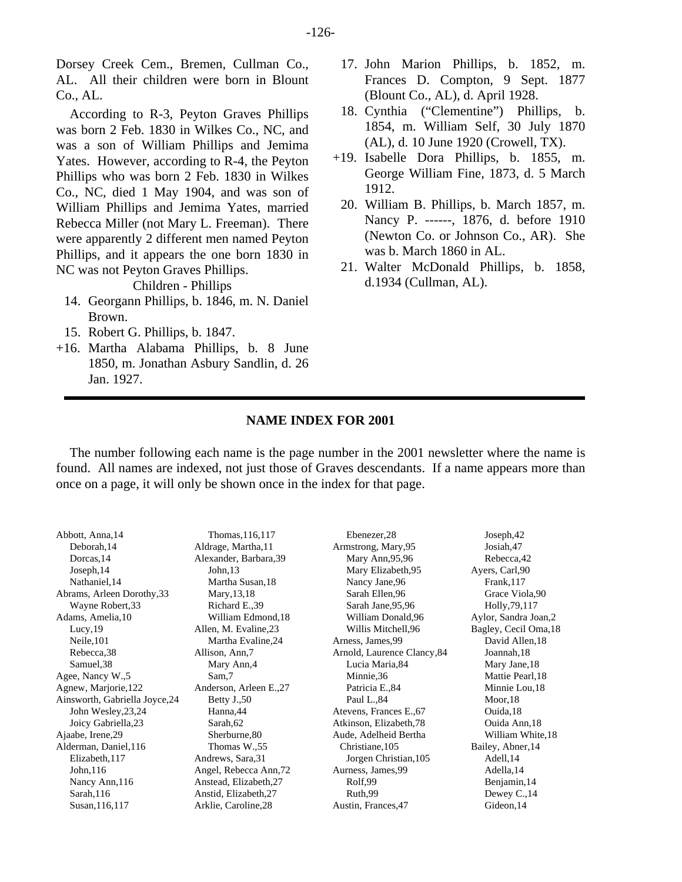Dorsey Creek Cem., Bremen, Cullman Co., AL. All their children were born in Blount Co., AL.

According to R-3, Peyton Graves Phillips was born 2 Feb. 1830 in Wilkes Co., NC, and was a son of William Phillips and Jemima Yates. However, according to R-4, the Peyton Phillips who was born 2 Feb. 1830 in Wilkes Co., NC, died 1 May 1904, and was son of William Phillips and Jemima Yates, married Rebecca Miller (not Mary L. Freeman). There were apparently 2 different men named Peyton Phillips, and it appears the one born 1830 in NC was not Peyton Graves Phillips.

Children - Phillips

- 14. Georgann Phillips, b. 1846, m. N. Daniel Brown.
- 15. Robert G. Phillips, b. 1847.
- +16. Martha Alabama Phillips, b. 8 June 1850, m. Jonathan Asbury Sandlin, d. 26 Jan. 1927.
- 17. John Marion Phillips, b. 1852, m. Frances D. Compton, 9 Sept. 1877 (Blount Co., AL), d. April 1928.
- 18. Cynthia ("Clementine") Phillips, b. 1854, m. William Self, 30 July 1870 (AL), d. 10 June 1920 (Crowell, TX).
- +19. Isabelle Dora Phillips, b. 1855, m. George William Fine, 1873, d. 5 March 1912.
- 20. William B. Phillips, b. March 1857, m. Nancy P. ------, 1876, d. before 1910 (Newton Co. or Johnson Co., AR). She was b. March 1860 in AL.
- 21. Walter McDonald Phillips, b. 1858, d.1934 (Cullman, AL).

---

## NAME INDEX FOR 2001

The number following each name is the page number in the 2001 newsletter where the name is found. All names are indexed, not just those of Graves descendants. If a name appears more than once on a page, it will only be shown once in the index for that page.

Abbott, Anna,14
  Deborah,14
  Dorcas,14
  Joseph,14
  Nathaniel,14
Abrams, Arleen Dorothy,33
  Wayne Robert,33
Adams, Amelia,10
  Lucy,19
  Neile,101
  Rebecca,38
  Samuel,38
Agee, Nancy W.,5
Agnew, Marjorie,122
Ainsworth, Gabriella Joyce,24
  John Wesley,23,24
  Joicy Gabriella,23
Ajaabe, Irene,29
Alderman, Daniel,116
  Elizabeth,117
  John,116
  Nancy Ann,116
  Sarah,116
  Susan,116,117
  Thomas,116,117
Aldrage, Martha,11
Alexander, Barbara,39
  John,13
  Martha Susan,18
  Mary,13,18
  Richard E.,39
  William Edmond,18
Allen, M. Evaline,23
  Martha Evaline,24
Allison, Ann,7
  Mary Ann,4
  Sam,7
Anderson, Arleen E.,27
  Betty J.,50
  Hanna,44
  Sarah,62
  Sherburne,80
  Thomas W.,55
Andrews, Sara,31
Angel, Rebecca Ann,72
Anstead, Elizabeth,27
Anstid, Elizabeth,27
Arklie, Caroline,28
  Ebenezer,28
Armstrong, Mary,95
  Mary Ann,95,96
  Mary Elizabeth,95
  Nancy Jane,96
  Sarah Ellen,96
  Sarah Jane,95,96
  William Donald,96
  Willis Mitchell,96
Arness, James,99
Arnold, Laurence Clancy,84
  Lucia Maria,84
  Minnie,36
  Patricia E.,84
  Paul L.,84
Atevens, Frances E.,67
Atkinson, Elizabeth,78
Aude, Adelheid Bertha
  Christiane,105
  Jorgen Christian,105
Aurness, James,99
  Rolf,99
  Ruth,99
Austin, Frances,47
  Joseph,42
  Josiah,47
  Rebecca,42
Ayers, Carl,90
  Frank,117
  Grace Viola,90
  Holly,79,117
Aylor, Sandra Joan,2
Bagley, Cecil Oma,18
  David Allen,18
  Joannah,18
  Mary Jane,18
  Mattie Pearl,18
  Minnie Lou,18
  Moor,18
  Ouida,18
  Ouida Ann,18
  William White,18
Bailey, Abner,14
  Adell,14
  Adella,14
  Benjamin,14
  Dewey C.,14
  Gideon,14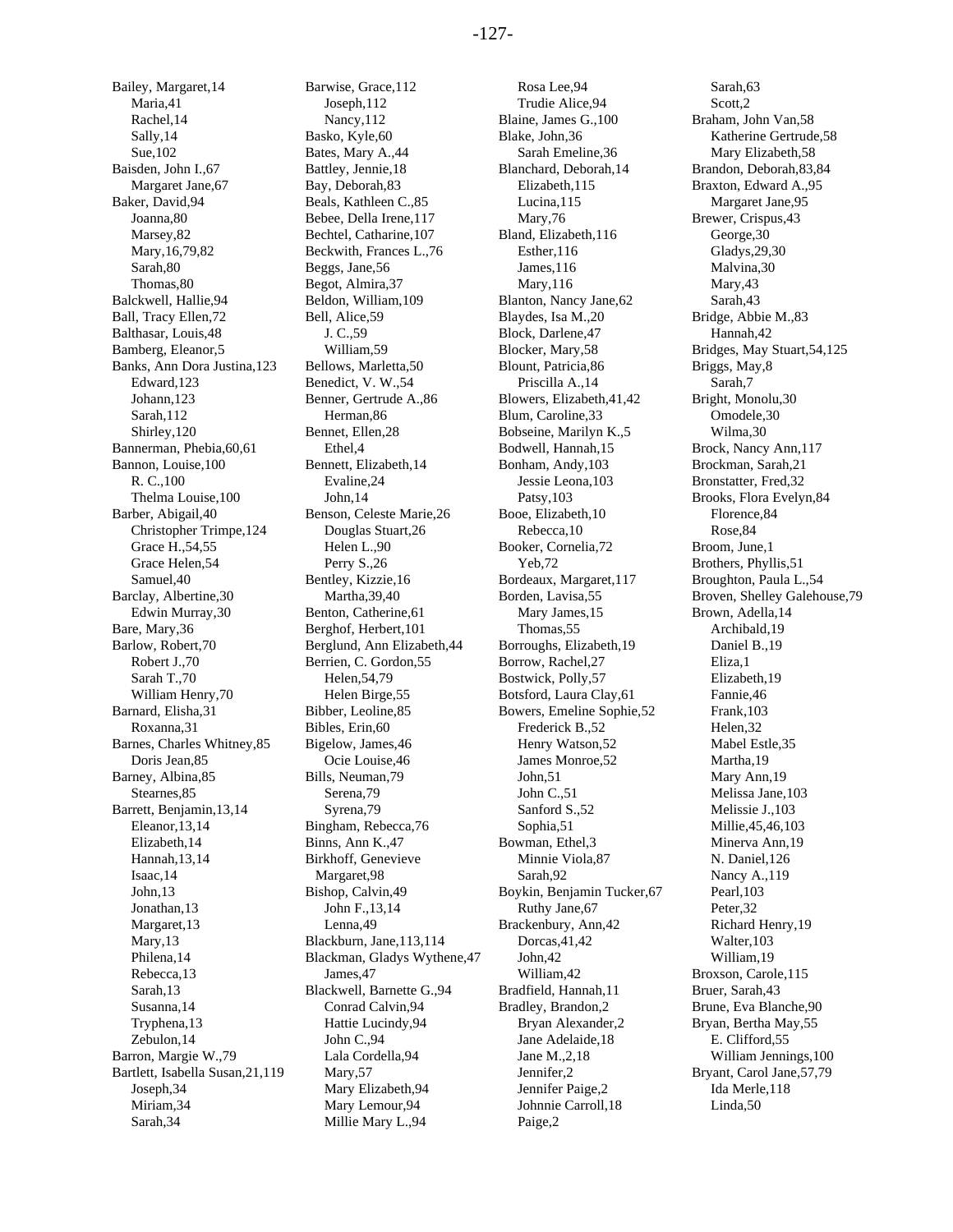Bailey, Margaret,14
  Maria,41
  Rachel,14
  Sally,14
  Sue,102
Baisden, John I.,67
  Margaret Jane,67
Baker, David,94
  Joanna,80
  Marsey,82
  Mary,16,79,82
  Sarah,80
  Thomas,80
Balckwell, Hallie,94
Ball, Tracy Ellen,72
Balthasar, Louis,48
Bamberg, Eleanor,5
Banks, Ann Dora Justina,123
  Edward,123
  Johann,123
  Sarah,112
  Shirley,120
Bannerman, Phebia,60,61
Bannon, Louise,100
  R. C.,100
  Thelma Louise,100
Barber, Abigail,40
  Christopher Trimpe,124
  Grace H.,54,55
  Grace Helen,54
  Samuel,40
Barclay, Albertine,30
  Edwin Murray,30
Bare, Mary,36
Barlow, Robert,70
  Robert J.,70
  Sarah T.,70
  William Henry,70
Barnard, Elisha,31
  Roxanna,31
Barnes, Charles Whitney,85
  Doris Jean,85
Barney, Albina,85
  Stearnes,85
Barrett, Benjamin,13,14
  Eleanor,13,14
  Elizabeth,14
  Hannah,13,14
  Isaac,14
  John,13
  Jonathan,13
  Margaret,13
  Mary,13
  Philena,14
  Rebecca,13
  Sarah,13
  Susanna,14
  Tryphena,13
  Zebulon,14
Barron, Margie W.,79
Bartlett, Isabella Susan,21,119
  Joseph,34
  Miriam,34
  Sarah,34
Barwise, Grace,112
  Joseph,112
  Nancy,112
Basko, Kyle,60
Bates, Mary A.,44
Battley, Jennie,18
Bay, Deborah,83
Beals, Kathleen C.,85
Bebee, Della Irene,117
Bechtel, Catharine,107
Beckwith, Frances L.,76
Beggs, Jane,56
Begot, Almira,37
Beldon, William,109
Bell, Alice,59
  J. C.,59
  William,59
Bellows, Marletta,50
Benedict, V. W.,54
Benner, Gertrude A.,86
  Herman,86
Bennet, Ellen,28
  Ethel,4
Bennett, Elizabeth,14
  Evaline,24
  John,14
Benson, Celeste Marie,26
  Douglas Stuart,26
  Helen L.,90
  Perry S.,26
Bentley, Kizzie,16
  Martha,39,40
Benton, Catherine,61
Berghof, Herbert,101
Berglund, Ann Elizabeth,44
Berrien, C. Gordon,55
  Helen,54,79
  Helen Birge,55
Bibber, Leoline,85
Bibles, Erin,60
Bigelow, James,46
  Ocie Louise,46
Bills, Neuman,79
  Serena,79
  Syrena,79
Bingham, Rebecca,76
Binns, Ann K.,47
Birkhoff, Genevieve Margaret,98
Bishop, Calvin,49
  John F.,13,14
  Lenna,49
Blackburn, Jane,113,114
Blackman, Gladys Wythene,47
  James,47
Blackwell, Barnette G.,94
  Conrad Calvin,94
  Hattie Lucindy,94
  John C.,94
  Lala Cordella,94
  Mary,57
  Mary Elizabeth,94
  Mary Lemour,94
  Millie Mary L.,94
  Rosa Lee,94
  Trudie Alice,94
Blaine, James G.,100
Blake, John,36
  Sarah Emeline,36
Blanchard, Deborah,14
  Elizabeth,115
  Lucina,115
  Mary,76
Bland, Elizabeth,116
  Esther,116
  James,116
  Mary,116
Blanton, Nancy Jane,62
Blaydes, Isa M.,20
Block, Darlene,47
Blocker, Mary,58
Blount, Patricia,86
  Priscilla A.,14
Blowers, Elizabeth,41,42
Blum, Caroline,33
Bobseine, Marilyn K.,5
Bodwell, Hannah,15
Bonham, Andy,103
  Jessie Leona,103
  Patsy,103
Booe, Elizabeth,10
  Rebecca,10
Booker, Cornelia,72
  Yeb,72
Bordeaux, Margaret,117
Borden, Lavisa,55
  Mary James,15
  Thomas,55
Borroughs, Elizabeth,19
Borrow, Rachel,27
Bostwick, Polly,57
Botsford, Laura Clay,61
Bowers, Emeline Sophie,52
  Frederick B.,52
  Henry Watson,52
  James Monroe,52
  John,51
  John C.,51
  Sanford S.,52
  Sophia,51
Bowman, Ethel,3
  Minnie Viola,87
  Sarah,92
Boykin, Benjamin Tucker,67
  Ruthy Jane,67
Brackenbury, Ann,42
  Dorcas,41,42
  John,42
  William,42
Bradfield, Hannah,11
Bradley, Brandon,2
  Bryan Alexander,2
  Jane Adelaide,18
  Jane M.,2,18
  Jennifer,2
  Jennifer Paige,2
  Johnnie Carroll,18
  Paige,2
  Sarah,63
  Scott,2
Braham, John Van,58
  Katherine Gertrude,58
  Mary Elizabeth,58
Brandon, Deborah,83,84
Braxton, Edward A.,95
  Margaret Jane,95
Brewer, Crispus,43
  George,30
  Gladys,29,30
  Malvina,30
  Mary,43
  Sarah,43
Bridge, Abbie M.,83
  Hannah,42
Bridges, May Stuart,54,125
Briggs, May,8
  Sarah,7
Bright, Monolu,30
  Omodele,30
  Wilma,30
Brock, Nancy Ann,117
Brockman, Sarah,21
Bronstatter, Fred,32
Brooks, Flora Evelyn,84
  Florence,84
  Rose,84
Broom, June,1
Brothers, Phyllis,51
Broughton, Paula L.,54
Broven, Shelley Galehouse,79
Brown, Adella,14
  Archibald,19
  Daniel B.,19
  Eliza,1
  Elizabeth,19
  Fannie,46
  Frank,103
  Helen,32
  Mabel Estle,35
  Martha,19
  Mary Ann,19
  Melissa Jane,103
  Melissie J.,103
  Millie,45,46,103
  Minerva Ann,19
  N. Daniel,126
  Nancy A.,119
  Pearl,103
  Peter,32
  Richard Henry,19
  Walter,103
  William,19
Broxson, Carole,115
Bruer, Sarah,43
Brune, Eva Blanche,90
Bryan, Bertha May,55
  E. Clifford,55
  William Jennings,100
Bryant, Carol Jane,57,79
  Ida Merle,118
  Linda,50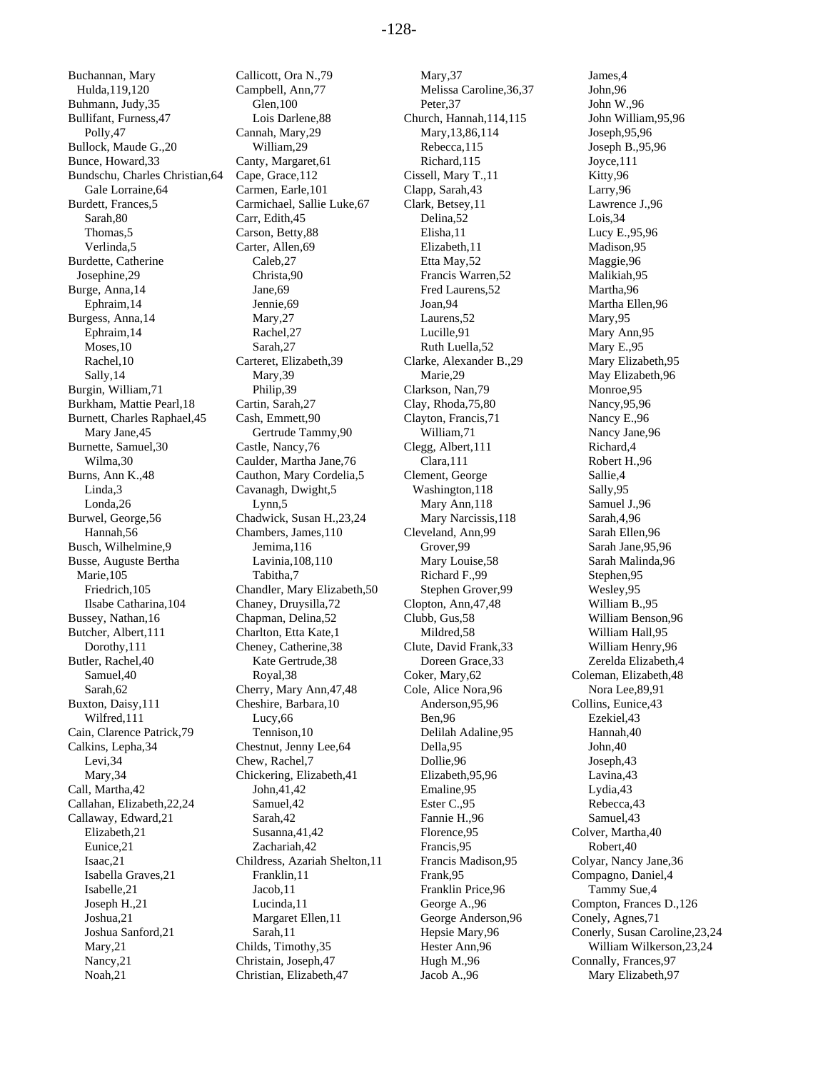Buchannan, Mary Hulda,119,120
Buhmann, Judy,35
Bullifant, Furness,47
  Polly,47
Bullock, Maude G.,20
Bunce, Howard,33
Bundschu, Charles Christian,64
  Gale Lorraine,64
Burdett, Frances,5
  Sarah,80
  Thomas,5
  Verlinda,5
Burdette, Catherine Josephine,29
Burge, Anna,14
  Ephraim,14
Burgess, Anna,14
  Ephraim,14
  Moses,10
  Rachel,10
  Sally,14
Burgin, William,71
Burkham, Mattie Pearl,18
Burnett, Charles Raphael,45
  Mary Jane,45
Burnette, Samuel,30
  Wilma,30
Burns, Ann K.,48
  Linda,3
  Londa,26
Burwel, George,56
  Hannah,56
Busch, Wilhelmine,9
Busse, Auguste Bertha Marie,105
  Friedrich,105
  Ilsabe Catharina,104
Bussey, Nathan,16
Butcher, Albert,111
  Dorothy,111
Butler, Rachel,40
  Samuel,40
  Sarah,62
Buxton, Daisy,111
  Wilfred,111
Cain, Clarence Patrick,79
Calkins, Lepha,34
  Levi,34
  Mary,34
Call, Martha,42
Callahan, Elizabeth,22,24
Callaway, Edward,21
  Elizabeth,21
  Eunice,21
  Isaac,21
  Isabella Graves,21
  Isabelle,21
  Joseph H.,21
  Joshua,21
  Joshua Sanford,21
  Mary,21
  Nancy,21
  Noah,21
Callicott, Ora N.,79
Campbell, Ann,77
  Glen,100
  Lois Darlene,88
Cannah, Mary,29
  William,29
Canty, Margaret,61
Cape, Grace,112
Carmen, Earle,101
Carmichael, Sallie Luke,67
Carr, Edith,45
Carson, Betty,88
Carter, Allen,69
  Caleb,27
  Christa,90
  Jane,69
  Jennie,69
  Mary,27
  Rachel,27
  Sarah,27
Carteret, Elizabeth,39
  Mary,39
  Philip,39
Cartin, Sarah,27
Cash, Emmett,90
  Gertrude Tammy,90
Castle, Nancy,76
Caulder, Martha Jane,76
Cauthon, Mary Cordelia,5
Cavanagh, Dwight,5
  Lynn,5
Chadwick, Susan H.,23,24
Chambers, James,110
  Jemima,116
  Lavinia,108,110
  Tabitha,7
Chandler, Mary Elizabeth,50
Chaney, Drusyilla,72
Chapman, Delina,52
Charlton, Etta Kate,1
Cheney, Catherine,38
  Kate Gertrude,38
  Royal,38
Cherry, Mary Ann,47,48
Cheshire, Barbara,10
  Lucy,66
  Tennison,10
Chestnut, Jenny Lee,64
Chew, Rachel,7
Chickering, Elizabeth,41
  John,41,42
  Samuel,42
  Sarah,42
  Susanna,41,42
  Zachariah,42
Childress, Azariah Shelton,11
  Franklin,11
  Jacob,11
  Lucinda,11
  Margaret Ellen,11
  Sarah,11
Childs, Timothy,35
Christain, Joseph,47
Christian, Elizabeth,47
  Mary,37
  Melissa Caroline,36,37
  Peter,37
Church, Hannah,114,115
  Mary,13,86,114
  Rebecca,115
  Richard,115
Cissell, Mary T.,11
Clapp, Sarah,43
Clark, Betsey,11
  Delina,52
  Elisha,11
  Elizabeth,11
  Etta May,52
  Francis Warren,52
  Fred Laurens,52
  Joan,94
  Laurens,52
  Lucille,91
  Ruth Luella,52
Clarke, Alexander B.,29
  Marie,29
Clarkson, Nan,79
Clay, Rhoda,75,80
Clayton, Francis,71
  William,71
Clegg, Albert,111
  Clara,111
Clement, George Washington,118
  Mary Ann,118
  Mary Narcissis,118
Cleveland, Ann,99
  Grover,99
  Mary Louise,58
  Richard F.,99
  Stephen Grover,99
Clopton, Ann,47,48
Clubb, Gus,58
  Mildred,58
Clute, David Frank,33
  Doreen Grace,33
Coker, Mary,62
Cole, Alice Nora,96
  Anderson,95,96
  Ben,96
  Delilah Adaline,95
  Della,95
  Dollie,96
  Elizabeth,95,96
  Emaline,95
  Ester C.,95
  Fannie H.,96
  Florence,95
  Francis,95
  Francis Madison,95
  Frank,95
  Franklin Price,96
  George A.,96
  George Anderson,96
  Hepsie Mary,96
  Hester Ann,96
  Hugh M.,96
  Jacob A.,96
  James,4
  John,96
  John W.,96
  John William,95,96
  Joseph,95,96
  Joseph B.,95,96
  Joyce,111
  Kitty,96
  Larry,96
  Lawrence J.,96
  Lois,34
  Lucy E.,95,96
  Madison,95
  Maggie,96
  Malikiah,95
  Martha,96
  Martha Ellen,96
  Mary,95
  Mary Ann,95
  Mary E.,95
  Mary Elizabeth,95
  May Elizabeth,96
  Monroe,95
  Nancy,95,96
  Nancy E.,96
  Nancy Jane,96
  Richard,4
  Robert H.,96
  Sallie,4
  Sally,95
  Samuel J.,96
  Sarah,4,96
  Sarah Ellen,96
  Sarah Jane,95,96
  Sarah Malinda,96
  Stephen,95
  Wesley,95
  William B.,95
  William Benson,96
  William Hall,95
  William Henry,96
  Zerelda Elizabeth,4
Coleman, Elizabeth,48
  Nora Lee,89,91
Collins, Eunice,43
  Ezekiel,43
  Hannah,40
  John,40
  Joseph,43
  Lavina,43
  Lydia,43
  Rebecca,43
  Samuel,43
Colver, Martha,40
  Robert,40
Colyar, Nancy Jane,36
Compagno, Daniel,4
  Tammy Sue,4
Compton, Frances D.,126
Conely, Agnes,71
Conerly, Susan Caroline,23,24
  William Wilkerson,23,24
Connally, Frances,97
  Mary Elizabeth,97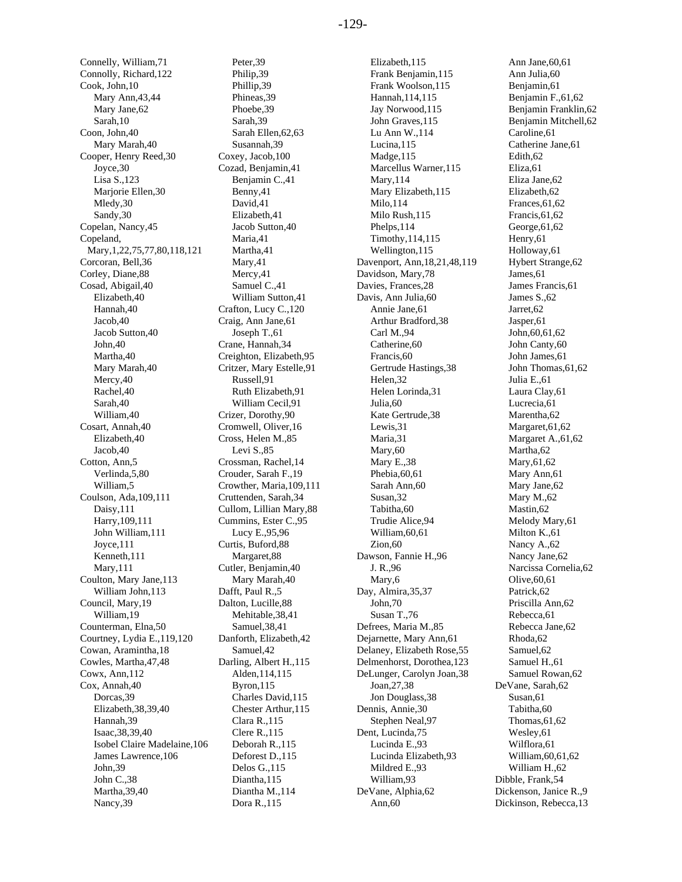Connelly, William,71
Connolly, Richard,122
Cook, John,10
    Mary Ann,43,44
    Mary Jane,62
    Sarah,10
Coon, John,40
    Mary Marah,40
Cooper, Henry Reed,30
    Joyce,30
    Lisa S.,123
    Marjorie Ellen,30
    Mledy,30
    Sandy,30
Copelan, Nancy,45
Copeland,
  Mary,1,22,75,77,80,118,121
Corcoran, Bell,36
Corley, Diane,88
Cosad, Abigail,40
    Elizabeth,40
    Hannah,40
    Jacob,40
    Jacob Sutton,40
    John,40
    Martha,40
    Mary Marah,40
    Mercy,40
    Rachel,40
    Sarah,40
    William,40
Cosart, Annah,40
    Elizabeth,40
    Jacob,40
Cotton, Ann,5
    Verlinda,5,80
    William,5
Coulson, Ada,109,111
    Daisy,111
    Harry,109,111
    John William,111
    Joyce,111
    Kenneth,111
    Mary,111
Coulton, Mary Jane,113
    William John,113
Council, Mary,19
    William,19
Counterman, Elna,50
Courtney, Lydia E.,119,120
Cowan, Aramintha,18
Cowles, Martha,47,48
Cowx, Ann,112
Cox, Annah,40
    Dorcas,39
    Elizabeth,38,39,40
    Hannah,39
    Isaac,38,39,40
    Isobel Claire Madelaine,106
    James Lawrence,106
    John,39
    John C.,38
    Martha,39,40
    Nancy,39
    Peter,39
    Philip,39
    Phillip,39
    Phineas,39
    Phoebe,39
    Sarah,39
    Sarah Ellen,62,63
    Susannah,39
Coxey, Jacob,100
Cozad, Benjamin,41
    Benjamin C.,41
    Benny,41
    David,41
    Elizabeth,41
    Jacob Sutton,40
    Maria,41
    Martha,41
    Mary,41
    Mercy,41
    Samuel C.,41
    William Sutton,41
Crafton, Lucy C.,120
Craig, Ann Jane,61
    Joseph T.,61
Crane, Hannah,34
Creighton, Elizabeth,95
Critzer, Mary Estelle,91
    Russell,91
    Ruth Elizabeth,91
    William Cecil,91
Crizer, Dorothy,90
Cromwell, Oliver,16
Cross, Helen M.,85
    Levi S.,85
Crossman, Rachel,14
Crouder, Sarah F.,19
Crowther, Maria,109,111
Cruttenden, Sarah,34
Cullom, Lillian Mary,88
Cummins, Ester C.,95
    Lucy E.,95,96
Curtis, Buford,88
    Margaret,88
Cutler, Benjamin,40
    Mary Marah,40
Dafft, Paul R.,5
Dalton, Lucille,88
    Mehitable,38,41
    Samuel,38,41
Danforth, Elizabeth,42
    Samuel,42
Darling, Albert H.,115
    Alden,114,115
    Byron,115
    Charles David,115
    Chester Arthur,115
    Clara R.,115
    Clere R.,115
    Deborah R.,115
    Deforest D.,115
    Delos G.,115
    Diantha,115
    Diantha M.,114
    Dora R.,115
    Elizabeth,115
    Frank Benjamin,115
    Frank Woolson,115
    Hannah,114,115
    Jay Norwood,115
    John Graves,115
    Lu Ann W.,114
    Lucina,115
    Madge,115
    Marcellus Warner,115
    Mary,114
    Mary Elizabeth,115
    Milo,114
    Milo Rush,115
    Phelps,114
    Timothy,114,115
    Wellington,115
Davenport, Ann,18,21,48,119
Davidson, Mary,78
Davies, Frances,28
Davis, Ann Julia,60
    Annie Jane,61
    Arthur Bradford,38
    Carl M.,94
    Catherine,60
    Francis,60
    Gertrude Hastings,38
    Helen,32
    Helen Lorinda,31
    Julia,60
    Kate Gertrude,38
    Lewis,31
    Maria,31
    Mary,60
    Mary E.,38
    Phebia,60,61
    Sarah Ann,60
    Susan,32
    Tabitha,60
    Trudie Alice,94
    William,60,61
    Zion,60
Dawson, Fannie H.,96
    J. R.,96
    Mary,6
Day, Almira,35,37
    John,70
    Susan T.,76
Defrees, Maria M.,85
Dejarnette, Mary Ann,61
Delaney, Elizabeth Rose,55
Delmenhorst, Dorothea,123
DeLunger, Carolyn Joan,38
    Joan,27,38
    Jon Douglass,38
Dennis, Annie,30
    Stephen Neal,97
Dent, Lucinda,75
    Lucinda E.,93
    Lucinda Elizabeth,93
    Mildred E.,93
    William,93
DeVane, Alphia,62
    Ann,60
    Ann Jane,60,61
    Ann Julia,60
    Benjamin,61
    Benjamin F.,61,62
    Benjamin Franklin,62
    Benjamin Mitchell,62
    Caroline,61
    Catherine Jane,61
    Edith,62
    Eliza,61
    Eliza Jane,62
    Elizabeth,62
    Frances,61,62
    Francis,61,62
    George,61,62
    Henry,61
    Holloway,61
    Hybert Strange,62
    James,61
    James Francis,61
    James S.,62
    Jarret,62
    Jasper,61
    John,60,61,62
    John Canty,60
    John James,61
    John Thomas,61,62
    Julia E.,61
    Laura Clay,61
    Lucrecia,61
    Marentha,62
    Margaret,61,62
    Margaret A.,61,62
    Martha,62
    Mary,61,62
    Mary Ann,61
    Mary Jane,62
    Mary M.,62
    Mastin,62
    Melody Mary,61
    Milton K.,61
    Nancy A.,62
    Nancy Jane,62
    Narcissa Cornelia,62
    Olive,60,61
    Patrick,62
    Priscilla Ann,62
    Rebecca,61
    Rebecca Jane,62
    Rhoda,62
    Samuel,62
    Samuel H.,61
    Samuel Rowan,62
DeVane, Sarah,62
    Susan,61
    Tabitha,60
    Thomas,61,62
    Wesley,61
    Wilflora,61
    William,60,61,62
    William H.,62
Dibble, Frank,54
Dickenson, Janice R.,9
Dickinson, Rebecca,13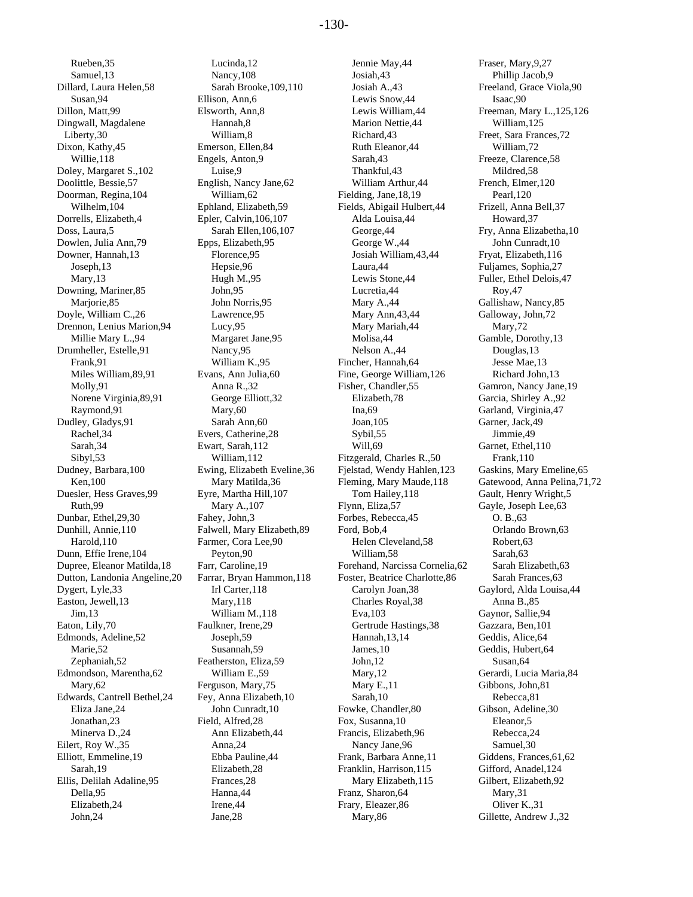Rueben,35
Samuel,13
Dillard, Laura Helen,58
Susan,94
Dillon, Matt,99
Dingwall, Magdalene Liberty,30
Dixon, Kathy,45
Willie,118
Doley, Margaret S.,102
Doolittle, Bessie,57
Doorman, Regina,104
Wilhelm,104
Dorrells, Elizabeth,4
Doss, Laura,5
Dowlen, Julia Ann,79
Downer, Hannah,13
Joseph,13
Mary,13
Downing, Mariner,85
Marjorie,85
Doyle, William C.,26
Drennon, Lenius Marion,94
Millie Mary L.,94
Drumheller, Estelle,91
Frank,91
Miles William,89,91
Molly,91
Norene Virginia,89,91
Raymond,91
Dudley, Gladys,91
Rachel,34
Sarah,34
Sibyl,53
Dudney, Barbara,100
Ken,100
Duesler, Hess Graves,99
Ruth,99
Dunbar, Ethel,29,30
Dunhill, Annie,110
Harold,110
Dunn, Effie Irene,104
Dupree, Eleanor Matilda,18
Dutton, Landonia Angeline,20
Dygert, Lyle,33
Easton, Jewell,13
Jim,13
Eaton, Lily,70
Edmonds, Adeline,52
Marie,52
Zephaniah,52
Edmondson, Marentha,62
Mary,62
Edwards, Cantrell Bethel,24
Eliza Jane,24
Jonathan,23
Minerva D.,24
Eilert, Roy W.,35
Elliott, Emmeline,19
Sarah,19
Ellis, Delilah Adaline,95
Della,95
Elizabeth,24
John,24
Lucinda,12
Nancy,108
Sarah Brooke,109,110
Ellison, Ann,6
Elsworth, Ann,8
Hannah,8
William,8
Emerson, Ellen,84
Engels, Anton,9
Luise,9
English, Nancy Jane,62
William,62
Ephland, Elizabeth,59
Epler, Calvin,106,107
Sarah Ellen,106,107
Epps, Elizabeth,95
Florence,95
Hepsie,96
Hugh M.,95
John,95
John Norris,95
Lawrence,95
Lucy,95
Margaret Jane,95
Nancy,95
William K.,95
Evans, Ann Julia,60
Anna R.,32
George Elliott,32
Mary,60
Sarah Ann,60
Evers, Catherine,28
Ewart, Sarah,112
William,112
Ewing, Elizabeth Eveline,36
Mary Matilda,36
Eyre, Martha Hill,107
Mary A.,107
Fahey, John,3
Falwell, Mary Elizabeth,89
Farmer, Cora Lee,90
Peyton,90
Farr, Caroline,19
Farrar, Bryan Hammon,118
Irl Carter,118
Mary,118
William M.,118
Faulkner, Irene,29
Joseph,59
Susannah,59
Featherston, Eliza,59
William E.,59
Ferguson, Mary,75
Fey, Anna Elizabeth,10
John Cunradt,10
Field, Alfred,28
Ann Elizabeth,44
Anna,24
Ebba Pauline,44
Elizabeth,28
Frances,28
Hanna,44
Irene,44
Jane,28
Jennie May,44
Josiah,43
Josiah A.,43
Lewis Snow,44
Lewis William,44
Marion Nettie,44
Richard,43
Ruth Eleanor,44
Sarah,43
Thankful,43
William Arthur,44
Fielding, Jane,18,19
Fields, Abigail Hulbert,44
Alda Louisa,44
George,44
George W.,44
Josiah William,43,44
Laura,44
Lewis Stone,44
Lucretia,44
Mary A.,44
Mary Ann,43,44
Mary Mariah,44
Molisa,44
Nelson A.,44
Fincher, Hannah,64
Fine, George William,126
Fisher, Chandler,55
Elizabeth,78
Ina,69
Joan,105
Sybil,55
Will,69
Fitzgerald, Charles R.,50
Fjelstad, Wendy Hahlen,123
Fleming, Mary Maude,118
Tom Hailey,118
Flynn, Eliza,57
Forbes, Rebecca,45
Ford, Bob,4
Helen Cleveland,58
William,58
Forehand, Narcissa Cornelia,62
Foster, Beatrice Charlotte,86
Carolyn Joan,38
Charles Royal,38
Eva,103
Gertrude Hastings,38
Hannah,13,14
James,10
John,12
Mary,12
Mary E.,11
Sarah,10
Fowke, Chandler,80
Fox, Susanna,10
Francis, Elizabeth,96
Nancy Jane,96
Frank, Barbara Anne,11
Franklin, Harrison,115
Mary Elizabeth,115
Franz, Sharon,64
Frary, Eleazer,86
Mary,86
Fraser, Mary,9,27
Phillip Jacob,9
Freeland, Grace Viola,90
Isaac,90
Freeman, Mary L.,125,126
William,125
Freet, Sara Frances,72
William,72
Freeze, Clarence,58
Mildred,58
French, Elmer,120
Pearl,120
Frizell, Anna Bell,37
Howard,37
Fry, Anna Elizabetha,10
John Cunradt,10
Fryat, Elizabeth,116
Fuljames, Sophia,27
Fuller, Ethel Delois,47
Roy,47
Gallishaw, Nancy,85
Galloway, John,72
Mary,72
Gamble, Dorothy,13
Douglas,13
Jesse Mae,13
Richard John,13
Gamron, Nancy Jane,19
Garcia, Shirley A.,92
Garland, Virginia,47
Garner, Jack,49
Jimmie,49
Garnet, Ethel,110
Frank,110
Gaskins, Mary Emeline,65
Gatewood, Anna Pelina,71,72
Gault, Henry Wright,5
Gayle, Joseph Lee,63
O. B.,63
Orlando Brown,63
Robert,63
Sarah,63
Sarah Elizabeth,63
Sarah Frances,63
Gaylord, Alda Louisa,44
Anna B.,85
Gaynor, Sallie,94
Gazzara, Ben,101
Geddis, Alice,64
Geddis, Hubert,64
Susan,64
Gerardi, Lucia Maria,84
Gibbons, John,81
Rebecca,81
Gibson, Adeline,30
Eleanor,5
Rebecca,24
Samuel,30
Giddens, Frances,61,62
Gifford, Anadel,124
Gilbert, Elizabeth,92
Mary,31
Oliver K.,31
Gillette, Andrew J.,32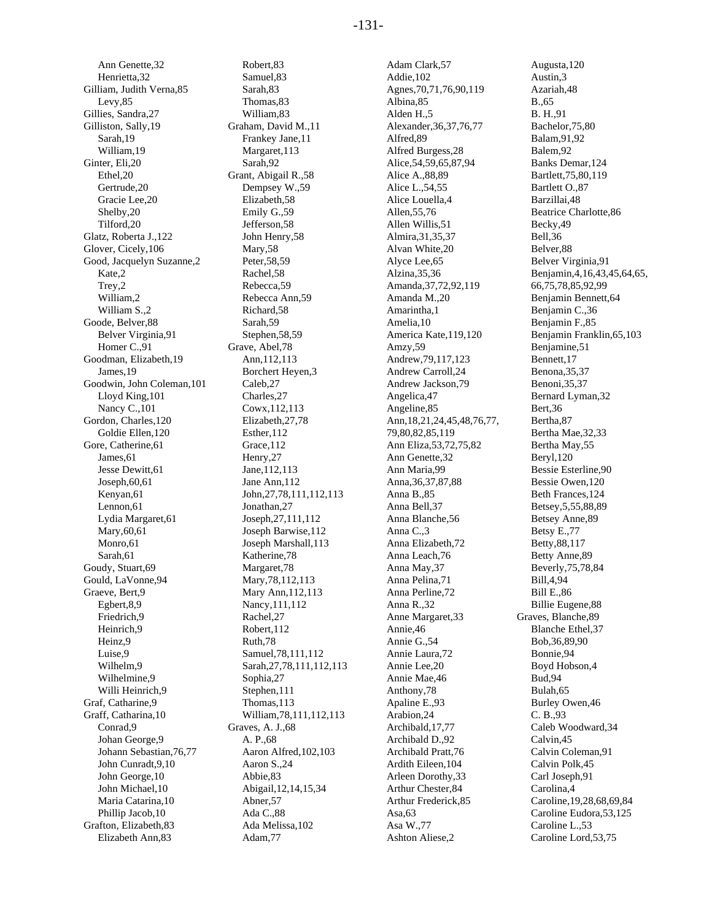Ann Genette,32
Henrietta,32
Gilliam, Judith Verna,85
Levy,85
Gillies, Sandra,27
Gilliston, Sally,19
Sarah,19
William,19
Ginter, Eli,20
Ethel,20
Gertrude,20
Gracie Lee,20
Shelby,20
Tilford,20
Glatz, Roberta J.,122
Glover, Cicely,106
Good, Jacquelyn Suzanne,2
Kate,2
Trey,2
William,2
William S.,2
Goode, Belver,88
Belver Virginia,91
Homer C.,91
Goodman, Elizabeth,19
James,19
Goodwin, John Coleman,101
Lloyd King,101
Nancy C.,101
Gordon, Charles,120
Goldie Ellen,120
Gore, Catherine,61
James,61
Jesse Dewitt,61
Joseph,60,61
Kenyan,61
Lennon,61
Lydia Margaret,61
Mary,60,61
Monro,61
Sarah,61
Goudy, Stuart,69
Gould, LaVonne,94
Graeve, Bert,9
Egbert,8,9
Friedrich,9
Heinrich,9
Heinz,9
Luise,9
Wilhelm,9
Wilhelmine,9
Willi Heinrich,9
Graf, Catharine,9
Graff, Catharina,10
Conrad,9
Johan George,9
Johann Sebastian,76,77
John Cunradt,9,10
John George,10
John Michael,10
Maria Catarina,10
Phillip Jacob,10
Grafton, Elizabeth,83
Elizabeth Ann,83
Robert,83
Samuel,83
Sarah,83
Thomas,83
William,83
Graham, David M.,11
Frankey Jane,11
Margaret,113
Sarah,92
Grant, Abigail R.,58
Dempsey W.,59
Elizabeth,58
Emily G.,59
Jefferson,58
John Henry,58
Mary,58
Peter,58,59
Rachel,58
Rebecca,59
Rebecca Ann,59
Richard,58
Sarah,59
Stephen,58,59
Grave, Abel,78
Ann,112,113
Borchert Heyen,3
Caleb,27
Charles,27
Cowx,112,113
Elizabeth,27,78
Esther,112
Grace,112
Henry,27
Jane,112,113
Jane Ann,112
John,27,78,111,112,113
Jonathan,27
Joseph,27,111,112
Joseph Barwise,112
Joseph Marshall,113
Katherine,78
Margaret,78
Mary,78,112,113
Mary Ann,112,113
Nancy,111,112
Rachel,27
Robert,112
Ruth,78
Samuel,78,111,112
Sarah,27,78,111,112,113
Sophia,27
Stephen,111
Thomas,113
William,78,111,112,113
Graves, A. J.,68
A. P.,68
Aaron Alfred,102,103
Aaron S.,24
Abbie,83
Abigail,12,14,15,34
Abner,57
Ada C.,88
Ada Melissa,102
Adam,77
Adam Clark,57
Addie,102
Agnes,70,71,76,90,119
Albina,85
Alden H.,5
Alexander,36,37,76,77
Alfred,89
Alfred Burgess,28
Alice,54,59,65,87,94
Alice A.,88,89
Alice L.,54,55
Alice Louella,4
Allen,55,76
Allen Willis,51
Almira,31,35,37
Alvan White,20
Alyce Lee,65
Alzina,35,36
Amanda,37,72,92,119
Amanda M.,20
Amarintha,1
Amelia,10
America Kate,119,120
Amzy,59
Andrew,79,117,123
Andrew Carroll,24
Andrew Jackson,79
Angelica,47
Angeline,85
Ann,18,21,24,45,48,76,77,79,80,82,85,119
Ann Eliza,53,72,75,82
Ann Genette,32
Ann Maria,99
Anna,36,37,87,88
Anna B.,85
Anna Bell,37
Anna Blanche,56
Anna C.,3
Anna Elizabeth,72
Anna Leach,76
Anna May,37
Anna Pelina,71
Anna Perline,72
Anna R.,32
Anne Margaret,33
Annie,46
Annie G.,54
Annie Laura,72
Annie Lee,20
Annie Mae,46
Anthony,78
Apaline E.,93
Arabion,24
Archibald,17,77
Archibald D.,92
Archibald Pratt,76
Ardith Eileen,104
Arleen Dorothy,33
Arthur Chester,84
Arthur Frederick,85
Asa,63
Asa W.,77
Ashton Aliese,2
Augusta,120
Austin,3
Azariah,48
B.,65
B. H.,91
Bachelor,75,80
Balam,91,92
Balem,92
Banks Demar,124
Bartlett,75,80,119
Bartlett O.,87
Barzillai,48
Beatrice Charlotte,86
Becky,49
Bell,36
Belver,88
Belver Virginia,91
Benjamin,4,16,43,45,64,65,66,75,78,85,92,99
Benjamin Bennett,64
Benjamin C.,36
Benjamin F.,85
Benjamin Franklin,65,103
Benjamine,51
Bennett,17
Benona,35,37
Benoni,35,37
Bernard Lyman,32
Bert,36
Bertha,87
Bertha Mae,32,33
Bertha May,55
Beryl,120
Bessie Esterline,90
Bessie Owen,120
Beth Frances,124
Betsey,5,55,88,89
Betsey Anne,89
Betsy E.,77
Betty,88,117
Betty Anne,89
Beverly,75,78,84
Bill,4,94
Bill E.,86
Billie Eugene,88
Graves, Blanche,89
Blanche Ethel,37
Bob,36,89,90
Bonnie,94
Boyd Hobson,4
Bud,94
Bulah,65
Burley Owen,46
C. B.,93
Caleb Woodward,34
Calvin,45
Calvin Coleman,91
Calvin Polk,45
Carl Joseph,91
Carolina,4
Caroline,19,28,68,69,84
Caroline Eudora,53,125
Caroline L.,53
Caroline Lord,53,75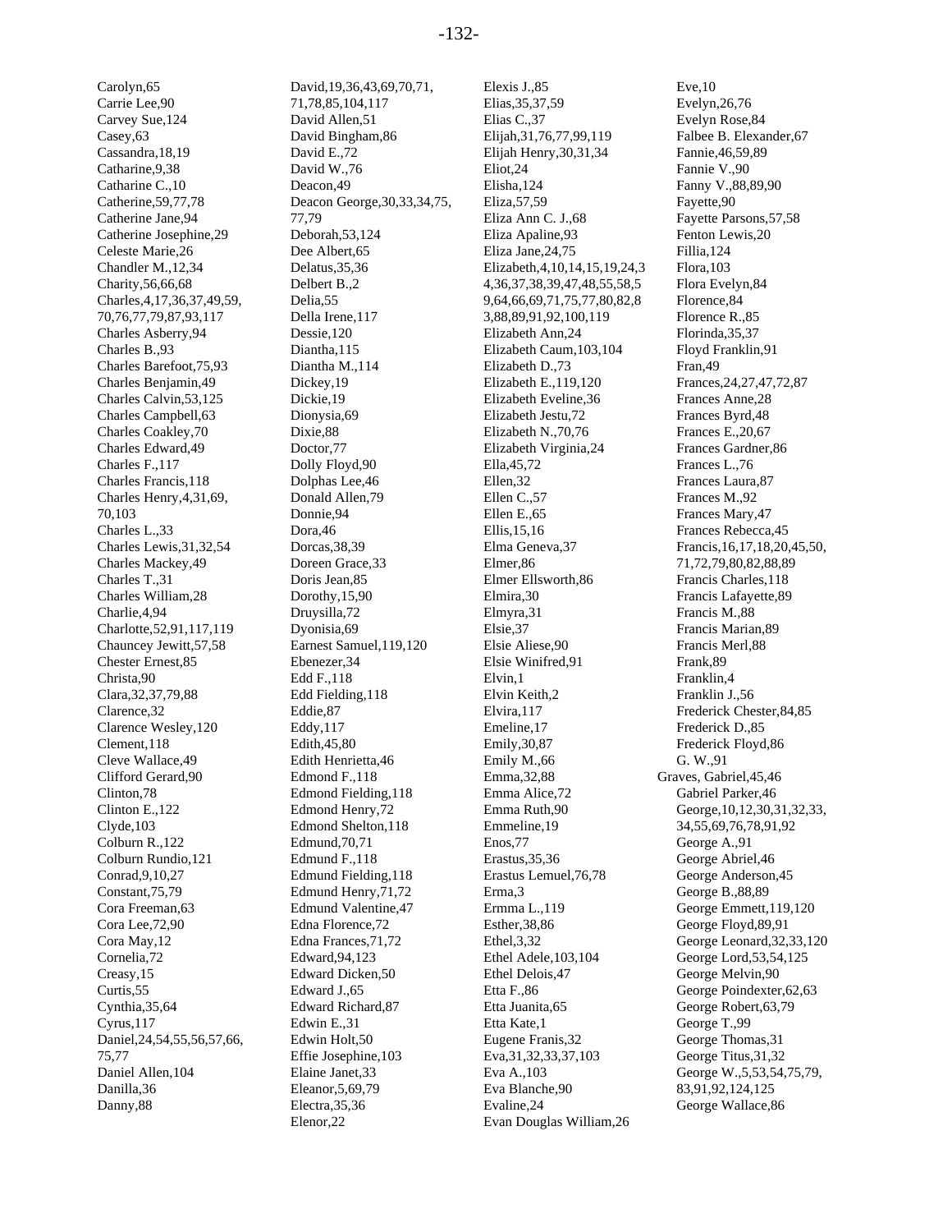Carolyn,65
Carrie Lee,90
Carvey Sue,124
Casey,63
Cassandra,18,19
Catharine,9,38
Catharine C.,10
Catherine,59,77,78
Catherine Jane,94
Catherine Josephine,29
Celeste Marie,26
Chandler M.,12,34
Charity,56,66,68
Charles,4,17,36,37,49,59,70,76,77,79,87,93,117
Charles Asberry,94
Charles B.,93
Charles Barefoot,75,93
Charles Benjamin,49
Charles Calvin,53,125
Charles Campbell,63
Charles Coakley,70
Charles Edward,49
Charles F.,117
Charles Francis,118
Charles Henry,4,31,69,70,103
Charles L.,33
Charles Lewis,31,32,54
Charles Mackey,49
Charles T.,31
Charles William,28
Charlie,4,94
Charlotte,52,91,117,119
Chauncey Jewitt,57,58
Chester Ernest,85
Christa,90
Clara,32,37,79,88
Clarence,32
Clarence Wesley,120
Clement,118
Cleve Wallace,49
Clifford Gerard,90
Clinton,78
Clinton E.,122
Clyde,103
Colburn R.,122
Colburn Rundio,121
Conrad,9,10,27
Constant,75,79
Cora Freeman,63
Cora Lee,72,90
Cora May,12
Cornelia,72
Creasy,15
Curtis,55
Cynthia,35,64
Cyrus,117
Daniel,24,54,55,56,57,66,75,77
Daniel Allen,104
Danilla,36
Danny,88
David,19,36,43,69,70,71,71,78,85,104,117
David Allen,51
David Bingham,86
David E.,72
David W.,76
Deacon,49
Deacon George,30,33,34,75,77,79
Deborah,53,124
Dee Albert,65
Delatus,35,36
Delbert B.,2
Delia,55
Della Irene,117
Dessie,120
Diantha,115
Diantha M.,114
Dickey,19
Dickie,19
Dionysia,69
Dixie,88
Doctor,77
Dolly Floyd,90
Dolphas Lee,46
Donald Allen,79
Donnie,94
Dora,46
Dorcas,38,39
Doreen Grace,33
Doris Jean,85
Dorothy,15,90
Druysilla,72
Dyonisia,69
Earnest Samuel,119,120
Ebenezer,34
Edd F.,118
Edd Fielding,118
Eddie,87
Eddy,117
Edith,45,80
Edith Henrietta,46
Edmond F.,118
Edmond Fielding,118
Edmond Henry,72
Edmond Shelton,118
Edmund,70,71
Edmund F.,118
Edmund Fielding,118
Edmund Henry,71,72
Edmund Valentine,47
Edna Florence,72
Edna Frances,71,72
Edward,94,123
Edward Dicken,50
Edward J.,65
Edward Richard,87
Edwin E.,31
Edwin Holt,50
Effie Josephine,103
Elaine Janet,33
Eleanor,5,69,79
Electra,35,36
Elenor,22
Elexis J.,85
Elias,35,37,59
Elias C.,37
Elijah,31,76,77,99,119
Elijah Henry,30,31,34
Eliot,24
Elisha,124
Eliza,57,59
Eliza Ann C. J.,68
Eliza Apaline,93
Eliza Jane,24,75
Elizabeth,4,10,14,15,19,24,34,36,37,38,39,47,48,55,58,59,64,66,69,71,75,77,80,82,83,88,89,91,92,100,119
Elizabeth Ann,24
Elizabeth Caum,103,104
Elizabeth D.,73
Elizabeth E.,119,120
Elizabeth Eveline,36
Elizabeth Jestu,72
Elizabeth N.,70,76
Elizabeth Virginia,24
Ella,45,72
Ellen,32
Ellen C.,57
Ellen E.,65
Ellis,15,16
Elma Geneva,37
Elmer,86
Elmer Ellsworth,86
Elmira,30
Elmyra,31
Elsie,37
Elsie Aliese,90
Elsie Winifred,91
Elvin,1
Elvin Keith,2
Elvira,117
Emeline,17
Emily,30,87
Emily M.,66
Emma,32,88
Emma Alice,72
Emma Ruth,90
Emmeline,19
Enos,77
Erastus,35,36
Erastus Lemuel,76,78
Erma,3
Ermma L.,119
Esther,38,86
Ethel,3,32
Ethel Adele,103,104
Ethel Delois,47
Etta F.,86
Etta Juanita,65
Etta Kate,1
Eugene Franis,32
Eva,31,32,33,37,103
Eva A.,103
Eva Blanche,90
Evaline,24
Evan Douglas William,26
Eve,10
Evelyn,26,76
Evelyn Rose,84
Falbee B. Elexander,67
Fannie,46,59,89
Fannie V.,90
Fanny V.,88,89,90
Fayette,90
Fayette Parsons,57,58
Fenton Lewis,20
Fillia,124
Flora,103
Flora Evelyn,84
Florence,84
Florence R.,85
Florinda,35,37
Floyd Franklin,91
Fran,49
Frances,24,27,47,72,87
Frances Anne,28
Frances Byrd,48
Frances E.,20,67
Frances Gardner,86
Frances L.,76
Frances Laura,87
Frances M.,92
Frances Mary,47
Frances Rebecca,45
Francis,16,17,18,20,45,50,71,72,79,80,82,88,89
Francis Charles,118
Francis Lafayette,89
Francis M.,88
Francis Marian,89
Francis Merl,88
Frank,89
Franklin,4
Franklin J.,56
Frederick Chester,84,85
Frederick D.,85
Frederick Floyd,86
G. W.,91

Graves, Gabriel,45,46
Gabriel Parker,46
George,10,12,30,31,32,33,34,55,69,76,78,91,92
George A.,91
George Abriel,46
George Anderson,45
George B.,88,89
George Emmett,119,120
George Floyd,89,91
George Leonard,32,33,120
George Lord,53,54,125
George Melvin,90
George Poindexter,62,63
George Robert,63,79
George T.,99
George Thomas,31
George Titus,31,32
George W.,5,53,54,75,79,83,91,92,124,125
George Wallace,86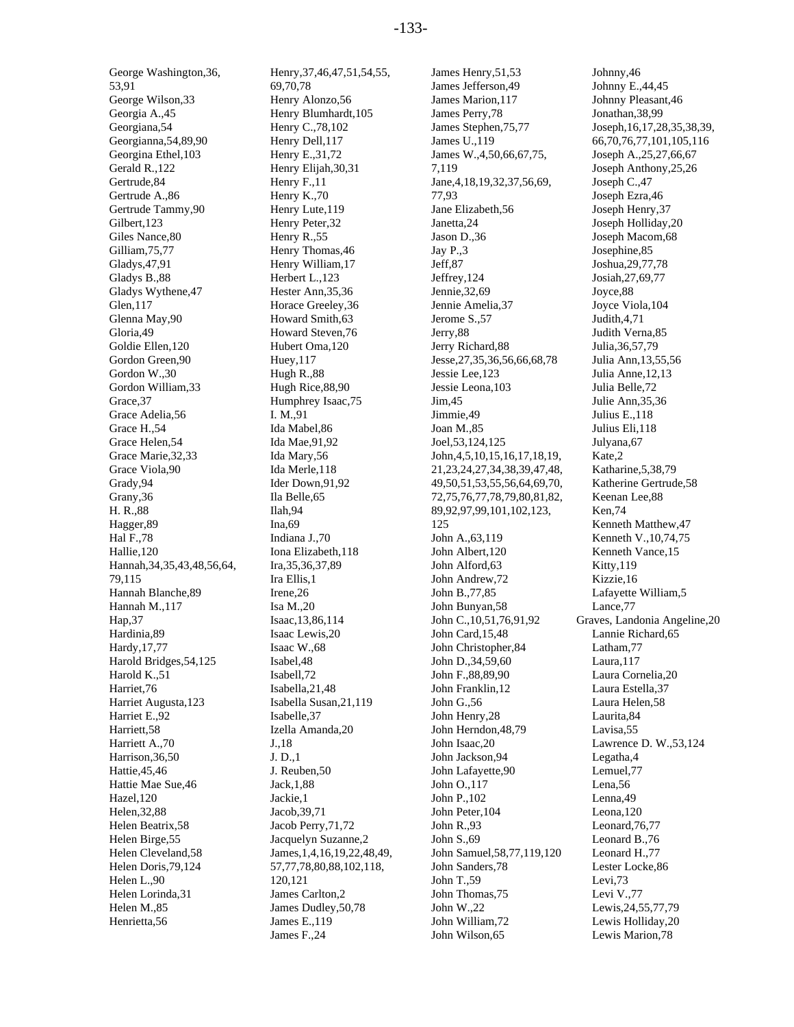George Washington,36,
53,91
George Wilson,33
Georgia A.,45
Georgiana,54
Georgianna,54,89,90
Georgina Ethel,103
Gerald R.,122
Gertrude,84
Gertrude A.,86
Gertrude Tammy,90
Gilbert,123
Giles Nance,80
Gilliam,75,77
Gladys,47,91
Gladys B.,88
Gladys Wythene,47
Glen,117
Glenna May,90
Gloria,49
Goldie Ellen,120
Gordon Green,90
Gordon W.,30
Gordon William,33
Grace,37
Grace Adelia,56
Grace H.,54
Grace Helen,54
Grace Marie,32,33
Grace Viola,90
Grady,94
Grany,36
H. R.,88
Hagger,89
Hal F.,78
Hallie,120
Hannah,34,35,43,48,56,64,
79,115
Hannah Blanche,89
Hannah M.,117
Hap,37
Hardinia,89
Hardy,17,77
Harold Bridges,54,125
Harold K.,51
Harriet,76
Harriet Augusta,123
Harriet E.,92
Harriett,58
Harriett A.,70
Harrison,36,50
Hattie,45,46
Hattie Mae Sue,46
Hazel,120
Helen,32,88
Helen Beatrix,58
Helen Birge,55
Helen Cleveland,58
Helen Doris,79,124
Helen L.,90
Helen Lorinda,31
Helen M.,85
Henrietta,56
Henry,37,46,47,51,54,55,
69,70,78
Henry Alonzo,56
Henry Blumhardt,105
Henry C.,78,102
Henry Dell,117
Henry E.,31,72
Henry Elijah,30,31
Henry F.,11
Henry K.,70
Henry Lute,119
Henry Peter,32
Henry R.,55
Henry Thomas,46
Henry William,17
Herbert L.,123
Hester Ann,35,36
Horace Greeley,36
Howard Smith,63
Howard Steven,76
Hubert Oma,120
Huey,117
Hugh R.,88
Hugh Rice,88,90
Humphrey Isaac,75
I. M.,91
Ida Mabel,86
Ida Mae,91,92
Ida Mary,56
Ida Merle,118
Ider Down,91,92
Ila Belle,65
Ilah,94
Ina,69
Indiana J.,70
Iona Elizabeth,118
Ira,35,36,37,89
Ira Ellis,1
Irene,26
Isa M.,20
Isaac,13,86,114
Isaac Lewis,20
Isaac W.,68
Isabel,48
Isabell,72
Isabella,21,48
Isabella Susan,21,119
Isabelle,37
Izella Amanda,20
J.,18
J. D.,1
J. Reuben,50
Jack,1,88
Jackie,1
Jacob,39,71
Jacob Perry,71,72
Jacquelyn Suzanne,2
James,1,4,16,19,22,48,49,
57,77,78,80,88,102,118,
120,121
James Carlton,2
James Dudley,50,78
James E.,119
James F.,24
James Henry,51,53
James Jefferson,49
James Marion,117
James Perry,78
James Stephen,75,77
James U.,119
James W.,4,50,66,67,75,
7,119
Jane,4,18,19,32,37,56,69,
77,93
Jane Elizabeth,56
Janetta,24
Jason D.,36
Jay P.,3
Jeff,87
Jeffrey,124
Jennie,32,69
Jennie Amelia,37
Jerome S.,57
Jerry,88
Jerry Richard,88
Jesse,27,35,36,56,66,68,78
Jessie Lee,123
Jessie Leona,103
Jim,45
Jimmie,49
Joan M.,85
Joel,53,124,125
John,4,5,10,15,16,17,18,19,
21,23,24,27,34,38,39,47,48,
49,50,51,53,55,56,64,69,70,
72,75,76,77,78,79,80,81,82,
89,92,97,99,101,102,123,
125
John A.,63,119
John Albert,120
John Alford,63
John Andrew,72
John B.,77,85
John Bunyan,58
John C.,10,51,76,91,92
John Card,15,48
John Christopher,84
John D.,34,59,60
John F.,88,89,90
John Franklin,12
John G.,56
John Henry,28
John Herndon,48,79
John Isaac,20
John Jackson,94
John Lafayette,90
John O.,117
John P.,102
John Peter,104
John R.,93
John S.,69
John Samuel,58,77,119,120
John Sanders,78
John T.,59
John Thomas,75
John W.,22
John William,72
John Wilson,65
Johnny,46
Johnny E.,44,45
Johnny Pleasant,46
Jonathan,38,99
Joseph,16,17,28,35,38,39,
66,70,76,77,101,105,116
Joseph A.,25,27,66,67
Joseph Anthony,25,26
Joseph C.,47
Joseph Ezra,46
Joseph Henry,37
Joseph Holliday,20
Joseph Macom,68
Josephine,85
Joshua,29,77,78
Josiah,27,69,77
Joyce,88
Joyce Viola,104
Judith,4,71
Judith Verna,85
Julia,36,57,79
Julia Ann,13,55,56
Julia Anne,12,13
Julia Belle,72
Julie Ann,35,36
Julius E.,118
Julius Eli,118
Julyana,67
Kate,2
Katharine,5,38,79
Katherine Gertrude,58
Keenan Lee,88
Ken,74
Kenneth Matthew,47
Kenneth V.,10,74,75
Kenneth Vance,15
Kitty,119
Kizzie,16
Lafayette William,5
Lance,77
Graves, Landonia Angeline,20
Lannie Richard,65
Latham,77
Laura,117
Laura Cornelia,20
Laura Estella,37
Laura Helen,58
Laurita,84
Lavisa,55
Lawrence D. W.,53,124
Legatha,4
Lemuel,77
Lena,56
Lenna,49
Leona,120
Leonard,76,77
Leonard B.,76
Leonard H.,77
Lester Locke,86
Levi,73
Levi V.,77
Lewis,24,55,77,79
Lewis Holliday,20
Lewis Marion,78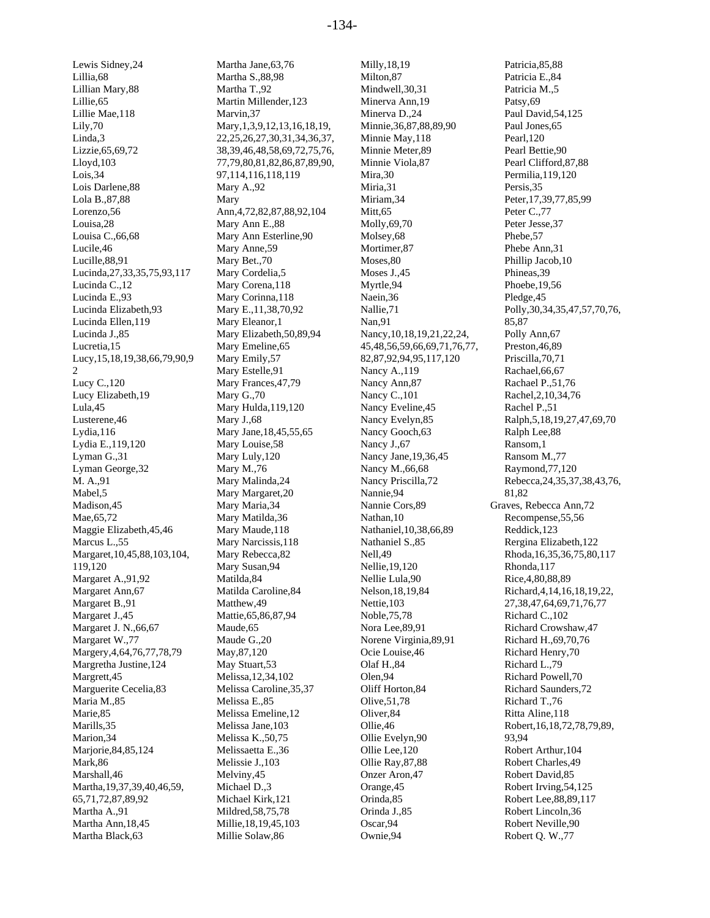Lewis Sidney,24
Lillia,68
Lillian Mary,88
Lillie,65
Lillie Mae,118
Lily,70
Linda,3
Lizzie,65,69,72
Lloyd,103
Lois,34
Lois Darlene,88
Lola B.,87,88
Lorenzo,56
Louisa,28
Louisa C.,66,68
Lucile,46
Lucille,88,91
Lucinda,27,33,35,75,93,117
Lucinda C.,12
Lucinda E.,93
Lucinda Elizabeth,93
Lucinda Ellen,119
Lucinda J.,85
Lucretia,15
Lucy,15,18,19,38,66,79,90,92
Lucy C.,120
Lucy Elizabeth,19
Lula,45
Lusterene,46
Lydia,116
Lydia E.,119,120
Lyman G.,31
Lyman George,32
M. A.,91
Mabel,5
Madison,45
Mae,65,72
Maggie Elizabeth,45,46
Marcus L.,55
Margaret,10,45,88,103,104,119,120
Margaret A.,91,92
Margaret Ann,67
Margaret B.,91
Margaret J.,45
Margaret J. N.,66,67
Margaret W.,77
Margery,4,64,76,77,78,79
Margretha Justine,124
Margrett,45
Marguerite Cecelia,83
Maria M.,85
Marie,85
Marills,35
Marion,34
Marjorie,84,85,124
Mark,86
Marshall,46
Martha,19,37,39,40,46,59,65,71,72,87,89,92
Martha A.,91
Martha Ann,18,45
Martha Black,63
Martha Jane,63,76
Martha S.,88,98
Martha T.,92
Martin Millender,123
Marvin,37
Mary,1,3,9,12,13,16,18,19,22,25,26,27,30,31,34,36,37,38,39,46,48,58,69,72,75,76,77,79,80,81,82,86,87,89,90,97,114,116,118,119
Mary A.,92
Mary Ann,4,72,82,87,88,92,104
Mary Ann E.,88
Mary Ann Esterline,90
Mary Anne,59
Mary Bet.,70
Mary Cordelia,5
Mary Corena,118
Mary Corinna,118
Mary E.,11,38,70,92
Mary Eleanor,1
Mary Elizabeth,50,89,94
Mary Emeline,65
Mary Emily,57
Mary Estelle,91
Mary Frances,47,79
Mary G.,70
Mary Hulda,119,120
Mary J.,68
Mary Jane,18,45,55,65
Mary Louise,58
Mary Luly,120
Mary M.,76
Mary Malinda,24
Mary Margaret,20
Mary Maria,34
Mary Matilda,36
Mary Maude,118
Mary Narcissis,118
Mary Rebecca,82
Mary Susan,94
Matilda,84
Matilda Caroline,84
Matthew,49
Mattie,65,86,87,94
Maude,65
Maude G.,20
May,87,120
May Stuart,53
Melissa,12,34,102
Melissa Caroline,35,37
Melissa E.,85
Melissa Emeline,12
Melissa Jane,103
Melissa K.,50,75
Melissaetta E.,36
Melissie J.,103
Melviny,45
Michael D.,3
Michael Kirk,121
Mildred,58,75,78
Millie,18,19,45,103
Millie Solaw,86
Milly,18,19
Milton,87
Mindwell,30,31
Minerva Ann,19
Minerva D.,24
Minnie,36,87,88,89,90
Minnie May,118
Minnie Meter,89
Minnie Viola,87
Mira,30
Miria,31
Miriam,34
Mitt,65
Molly,69,70
Molsey,68
Mortimer,87
Moses,80
Moses J.,45
Myrtle,94
Naein,36
Nallie,71
Nan,91
Nancy,10,18,19,21,22,24,45,48,56,59,66,69,71,76,77,82,87,92,94,95,117,120
Nancy A.,119
Nancy Ann,87
Nancy C.,101
Nancy Eveline,45
Nancy Evelyn,85
Nancy Gooch,63
Nancy J.,67
Nancy Jane,19,36,45
Nancy M.,66,68
Nancy Priscilla,72
Nannie,94
Nannie Cors,89
Nathan,10
Nathaniel,10,38,66,89
Nathaniel S.,85
Nell,49
Nellie,19,120
Nellie Lula,90
Nelson,18,19,84
Nettie,103
Noble,75,78
Nora Lee,89,91
Norene Virginia,89,91
Ocie Louise,46
Olaf H.,84
Olen,94
Oliff Horton,84
Olive,51,78
Oliver,84
Ollie,46
Ollie Evelyn,90
Ollie Lee,120
Ollie Ray,87,88
Onzer Aron,47
Orange,45
Orinda,85
Orinda J.,85
Oscar,94
Ownie,94
Patricia,85,88
Patricia E.,84
Patricia M.,5
Patsy,69
Paul David,54,125
Paul Jones,65
Pearl,120
Pearl Bettie,90
Pearl Clifford,87,88
Permilia,119,120
Persis,35
Peter,17,39,77,85,99
Peter C.,77
Peter Jesse,37
Phebe,57
Phebe Ann,31
Phillip Jacob,10
Phineas,39
Phoebe,19,56
Pledge,45
Polly,30,34,35,47,57,70,76,85,87
Polly Ann,67
Preston,46,89
Priscilla,70,71
Rachael,66,67
Rachael P.,51,76
Rachel,2,10,34,76
Rachel P.,51
Ralph,5,18,19,27,47,69,70
Ralph Lee,88
Ransom,1
Ransom M.,77
Raymond,77,120
Rebecca,24,35,37,38,43,76,81,82

Graves, Rebecca Ann,72
Recompense,55,56
Reddick,123
Rergina Elizabeth,122
Rhoda,16,35,36,75,80,117
Rhonda,117
Rice,4,80,88,89
Richard,4,14,16,18,19,22,27,38,47,64,69,71,76,77
Richard C.,102
Richard Crowshaw,47
Richard H.,69,70,76
Richard Henry,70
Richard L.,79
Richard Powell,70
Richard Saunders,72
Richard T.,76
Ritta Aline,118
Robert,16,18,72,78,79,89,93,94
Robert Arthur,104
Robert Charles,49
Robert David,85
Robert Irving,54,125
Robert Lee,88,89,117
Robert Lincoln,36
Robert Neville,90
Robert Q. W.,77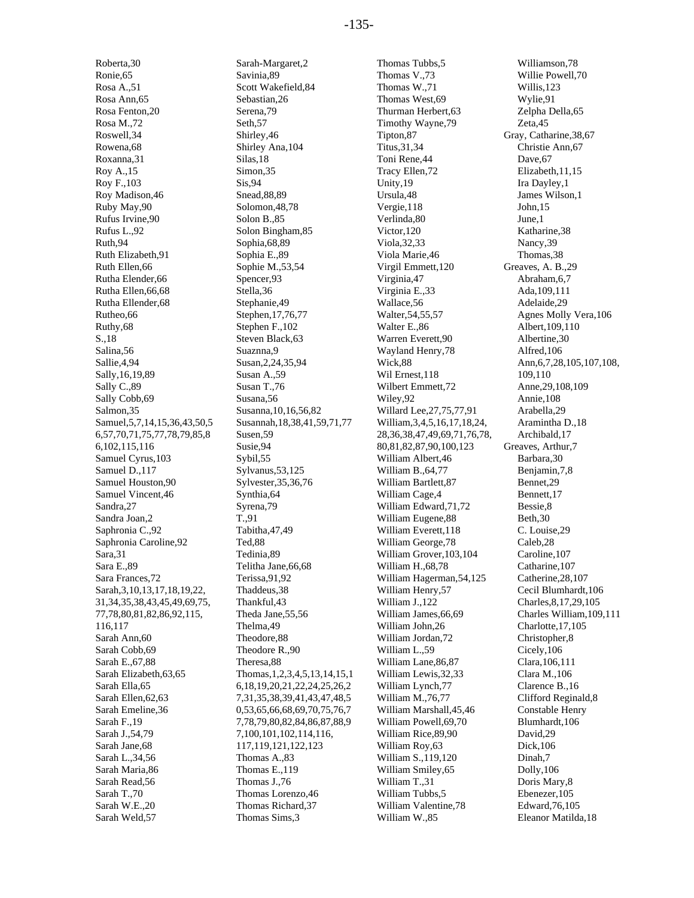Roberta,30
Ronie,65
Rosa A.,51
Rosa Ann,65
Rosa Fenton,20
Rosa M.,72
Roswell,34
Rowena,68
Roxanna,31
Roy A.,15
Roy F.,103
Roy Madison,46
Ruby May,90
Rufus Irvine,90
Rufus L.,92
Ruth,94
Ruth Elizabeth,91
Ruth Ellen,66
Rutha Elender,66
Rutha Ellen,66,68
Rutha Ellender,68
Rutheo,66
Ruthy,68
S.,18
Salina,56
Sallie,4,94
Sally,16,19,89
Sally C.,89
Sally Cobb,69
Salmon,35
Samuel,5,7,14,15,36,43,50,56,57,70,71,75,77,78,79,85,86,102,115,116
Samuel Cyrus,103
Samuel D.,117
Samuel Houston,90
Samuel Vincent,46
Sandra,27
Sandra Joan,2
Saphronia C.,92
Saphronia Caroline,92
Sara,31
Sara E.,89
Sara Frances,72
Sarah,3,10,13,17,18,19,22,31,34,35,38,43,45,49,69,75,77,78,80,81,82,86,92,115,116,117
Sarah Ann,60
Sarah Cobb,69
Sarah E.,67,88
Sarah Elizabeth,63,65
Sarah Ella,65
Sarah Ellen,62,63
Sarah Emeline,36
Sarah F.,19
Sarah J.,54,79
Sarah Jane,68
Sarah L.,34,56
Sarah Maria,86
Sarah Read,56
Sarah T.,70
Sarah W.E.,20
Sarah Weld,57
Sarah-Margaret,2
Savinia,89
Scott Wakefield,84
Sebastian,26
Serena,79
Seth,57
Shirley,46
Shirley Ana,104
Silas,18
Simon,35
Sis,94
Snead,88,89
Solomon,48,78
Solon B.,85
Solon Bingham,85
Sophia,68,89
Sophia E.,89
Sophie M.,53,54
Spencer,93
Stella,36
Stephanie,49
Stephen,17,76,77
Stephen F.,102
Steven Black,63
Suaznna,9
Susan,2,24,35,94
Susan A.,59
Susan T.,76
Susana,56
Susanna,10,16,56,82
Susannah,18,38,41,59,71,77
Susen,59
Susie,94
Sybil,55
Sylvanus,53,125
Sylvester,35,36,76
Synthia,64
Syrena,79
T.,91
Tabitha,47,49
Ted,88
Tedinia,89
Telitha Jane,66,68
Terissa,91,92
Thaddeus,38
Thankful,43
Theda Jane,55,56
Thelma,49
Theodore,88
Theodore R.,90
Theresa,88
Thomas,1,2,3,4,5,13,14,15,16,18,19,20,21,22,24,25,26,27,31,35,38,39,41,43,47,48,50,53,65,66,68,69,70,75,76,77,78,79,80,82,84,86,87,88,97,100,101,102,114,116,117,119,121,122,123
Thomas A.,83
Thomas E.,119
Thomas J.,76
Thomas Lorenzo,46
Thomas Richard,37
Thomas Sims,3
Thomas Tubbs,5
Thomas V.,73
Thomas W.,71
Thomas West,69
Thurman Herbert,63
Timothy Wayne,79
Tipton,87
Titus,31,34
Toni Rene,44
Tracy Ellen,72
Unity,19
Ursula,48
Vergie,118
Verlinda,80
Victor,120
Viola,32,33
Viola Marie,46
Virgil Emmett,120
Virginia,47
Virginia E.,33
Wallace,56
Walter,54,55,57
Walter E.,86
Warren Everett,90
Wayland Henry,78
Wick,88
Wil Ernest,118
Wilbert Emmett,72
Wiley,92
Willard Lee,27,75,77,91
William,3,4,5,16,17,18,24,28,36,38,47,49,69,71,76,78,80,81,82,87,90,100,123
William Albert,46
William B.,64,77
William Bartlett,87
William Cage,4
William Edward,71,72
William Eugene,88
William Everett,118
William George,78
William Grover,103,104
William H.,68,78
William Hagerman,54,125
William Henry,57
William J.,122
William James,66,69
William John,26
William Jordan,72
William L.,59
William Lane,86,87
William Lewis,32,33
William Lynch,77
William M.,76,77
William Marshall,45,46
William Powell,69,70
William Rice,89,90
William Roy,63
William S.,119,120
William Smiley,65
William T.,31
William Tubbs,5
William Valentine,78
William W.,85
Williamson,78
Willie Powell,70
Willis,123
Wylie,91
Zelpha Della,65
Zeta,45

Gray, Catharine,38,67
- Christie Ann,67
- Dave,67
- Elizabeth,11,15
- Ira Dayley,1
- James Wilson,1
- John,15
- June,1
- Katharine,38
- Nancy,39
- Thomas,38

Greaves, A. B.,29
- Abraham,6,7
- Ada,109,111
- Adelaide,29
- Agnes Molly Vera,106
- Albert,109,110
- Albertine,30
- Alfred,106
- Ann,6,7,28,105,107,108,109,110
- Anne,29,108,109
- Annie,108
- Arabella,29
- Aramintha D.,18
- Archibald,17

Greaves, Arthur,7
- Barbara,30
- Benjamin,7,8
- Bennet,29
- Bennett,17
- Bessie,8
- Beth,30
- C. Louise,29
- Caleb,28
- Caroline,107
- Catharine,107
- Catherine,28,107
- Cecil Blumhardt,106
- Charles,8,17,29,105
- Charles William,109,111
- Charlotte,17,105
- Christopher,8
- Cicely,106
- Clara,106,111
- Clara M.,106
- Clarence B.,16
- Clifford Reginald,8
- Constable Henry Blumhardt,106
- David,29
- Dick,106
- Dinah,7
- Dolly,106
- Doris Mary,8
- Ebenezer,105
- Edward,76,105
- Eleanor Matilda,18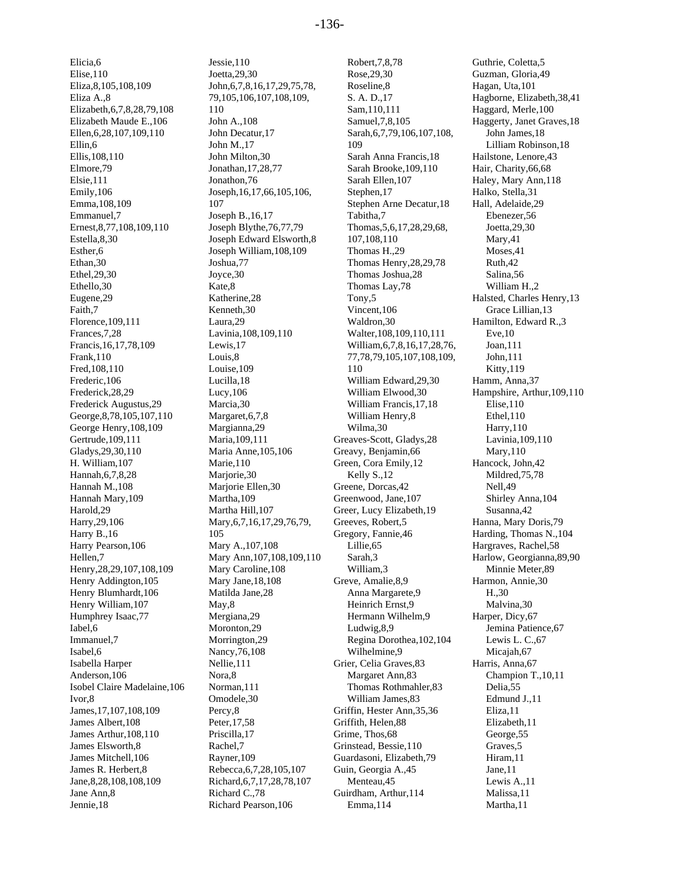Elicia,6
Elise,110
Eliza,8,105,108,109
Eliza A.,8
Elizabeth,6,7,8,28,79,108
Elizabeth Maude E.,106
Ellen,6,28,107,109,110
Ellin,6
Ellis,108,110
Elmore,79
Elsie,111
Emily,106
Emma,108,109
Emmanuel,7
Ernest,8,77,108,109,110
Estella,8,30
Esther,6
Ethan,30
Ethel,29,30
Ethello,30
Eugene,29
Faith,7
Florence,109,111
Frances,7,28
Francis,16,17,78,109
Frank,110
Fred,108,110
Frederic,106
Frederick,28,29
Frederick Augustus,29
George,8,78,105,107,110
George Henry,108,109
Gertrude,109,111
Gladys,29,30,110
H. William,107
Hannah,6,7,8,28
Hannah M.,108
Hannah Mary,109
Harold,29
Harry,29,106
Harry B.,16
Harry Pearson,106
Hellen,7
Henry,28,29,107,108,109
Henry Addington,105
Henry Blumhardt,106
Henry William,107
Humphrey Isaac,77
Iabel,6
Immanuel,7
Isabel,6
Isabella Harper Anderson,106
Isobel Claire Madelaine,106
Ivor,8
James,17,107,108,109
James Albert,108
James Arthur,108,110
James Elsworth,8
James Mitchell,106
James R. Herbert,8
Jane,8,28,108,108,109
Jane Ann,8
Jennie,18
Jessie,110
Joetta,29,30
John,6,7,8,16,17,29,75,78,79,105,106,107,108,109,110
John A.,108
John Decatur,17
John M.,17
John Milton,30
Jonathan,17,28,77
Jonathon,76
Joseph,16,17,66,105,106,107
Joseph B.,16,17
Joseph Blythe,76,77,79
Joseph Edward Elsworth,8
Joseph William,108,109
Joshua,77
Joyce,30
Kate,8
Katherine,28
Kenneth,30
Laura,29
Lavinia,108,109,110
Lewis,17
Louis,8
Louise,109
Lucilla,18
Lucy,106
Marcia,30
Margaret,6,7,8
Margianna,29
Maria,109,111
Maria Anne,105,106
Marie,110
Marjorie,30
Marjorie Ellen,30
Martha,109
Martha Hill,107
Mary,6,7,16,17,29,76,79,105
Mary A.,107,108
Mary Ann,107,108,109,110
Mary Caroline,108
Mary Jane,18,108
Matilda Jane,28
May,8
Mergiana,29
Moronton,29
Morrington,29
Nancy,76,108
Nellie,111
Nora,8
Norman,111
Omodele,30
Percy,8
Peter,17,58
Priscilla,17
Rachel,7
Rayner,109
Rebecca,6,7,28,105,107
Richard,6,7,17,28,78,107
Richard C.,78
Richard Pearson,106
Robert,7,8,78
Rose,29,30
Roseline,8
S. A. D.,17
Sam,110,111
Samuel,7,8,105
Sarah,6,7,79,106,107,108,109
Sarah Anna Francis,18
Sarah Brooke,109,110
Sarah Ellen,107
Stephen,17
Stephen Arne Decatur,18
Tabitha,7
Thomas,5,6,17,28,29,68,107,108,110
Thomas H.,29
Thomas Henry,28,29,78
Thomas Joshua,28
Thomas Lay,78
Tony,5
Vincent,106
Waldron,30
Walter,108,109,110,111
William,6,7,8,16,17,28,76,77,78,79,105,107,108,109,110
William Edward,29,30
William Elwood,30
William Francis,17,18
William Henry,8
Wilma,30
Greaves-Scott, Gladys,28
Greavy, Benjamin,66
Green, Cora Emily,12
Kelly S.,12
Greene, Dorcas,42
Greenwood, Jane,107
Greer, Lucy Elizabeth,19
Greeves, Robert,5
Gregory, Fannie,46
Lillie,65
Sarah,3
William,3
Greve, Amalie,8,9
Anna Margarete,9
Heinrich Ernst,9
Hermann Wilhelm,9
Ludwig,8,9
Regina Dorothea,102,104
Wilhelmine,9
Grier, Celia Graves,83
Margaret Ann,83
Thomas Rothmahler,83
William James,83
Griffin, Hester Ann,35,36
Griffith, Helen,88
Grime, Thos,68
Grinstead, Bessie,110
Guardasoni, Elizabeth,79
Guin, Georgia A.,45
Menteau,45
Guirdham, Arthur,114
Emma,114
Guthrie, Coletta,5
Guzman, Gloria,49
Hagan, Uta,101
Hagborne, Elizabeth,38,41
Haggard, Merle,100
Haggerty, Janet Graves,18
John James,18
Lilliam Robinson,18
Hailstone, Lenore,43
Hair, Charity,66,68
Haley, Mary Ann,118
Halko, Stella,31
Hall, Adelaide,29
Ebenezer,56
Joetta,29,30
Mary,41
Moses,41
Ruth,42
Salina,56
William H.,2
Halsted, Charles Henry,13
Grace Lillian,13
Hamilton, Edward R.,3
Eve,10
Joan,111
John,111
Kitty,119
Hamm, Anna,37
Hampshire, Arthur,109,110
Elise,110
Ethel,110
Harry,110
Lavinia,109,110
Mary,110
Hancock, John,42
Mildred,75,78
Nell,49
Shirley Anna,104
Susanna,42
Hanna, Mary Doris,79
Harding, Thomas N.,104
Hargraves, Rachel,58
Harlow, Georgianna,89,90
Minnie Meter,89
Harmon, Annie,30
H.,30
Malvina,30
Harper, Dicy,67
Jemina Patience,67
Lewis L. C.,67
Micajah,67
Harris, Anna,67
Champion T.,10,11
Delia,55
Edmund J.,11
Eliza,11
Elizabeth,11
George,55
Graves,5
Hiram,11
Jane,11
Lewis A.,11
Malissa,11
Martha,11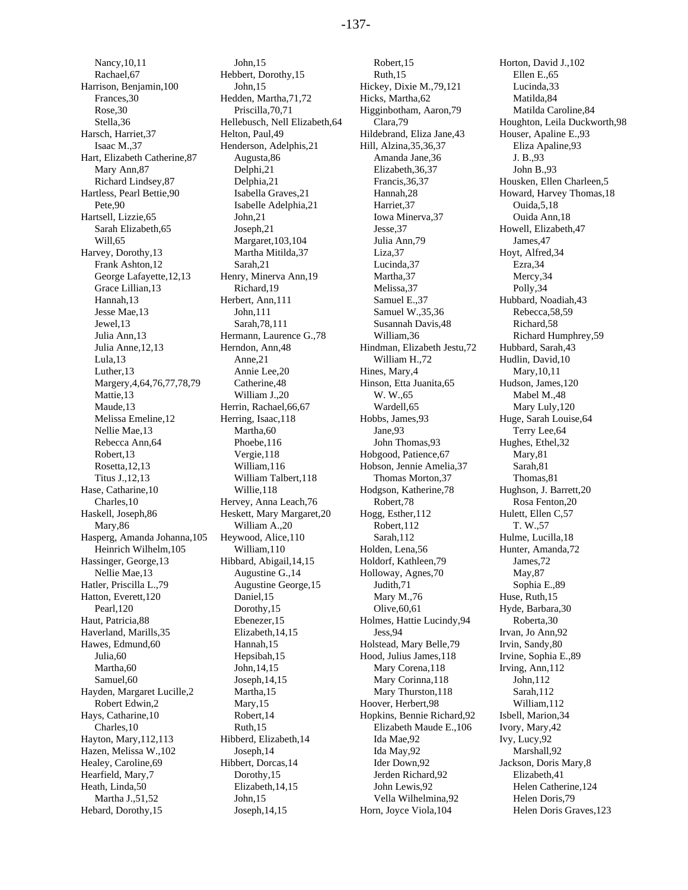Nancy,10,11
Rachael,67
Harrison, Benjamin,100
Frances,30
Rose,30
Stella,36
Harsch, Harriet,37
Isaac M.,37
Hart, Elizabeth Catherine,87
Mary Ann,87
Richard Lindsey,87
Hartless, Pearl Bettie,90
Pete,90
Hartsell, Lizzie,65
Sarah Elizabeth,65
Will,65
Harvey, Dorothy,13
Frank Ashton,12
George Lafayette,12,13
Grace Lillian,13
Hannah,13
Jesse Mae,13
Jewel,13
Julia Ann,13
Julia Anne,12,13
Lula,13
Luther,13
Margery,4,64,76,77,78,79
Mattie,13
Maude,13
Melissa Emeline,12
Nellie Mae,13
Rebecca Ann,64
Robert,13
Rosetta,12,13
Titus J.,12,13
Hase, Catharine,10
Charles,10
Haskell, Joseph,86
Mary,86
Hasperg, Amanda Johanna,105
Heinrich Wilhelm,105
Hassinger, George,13
Nellie Mae,13
Hatler, Priscilla L.,79
Hatton, Everett,120
Pearl,120
Haut, Patricia,88
Haverland, Marills,35
Hawes, Edmund,60
Julia,60
Martha,60
Samuel,60
Hayden, Margaret Lucille,2
Robert Edwin,2
Hays, Catharine,10
Charles,10
Hayton, Mary,112,113
Hazen, Melissa W.,102
Healey, Caroline,69
Hearfield, Mary,7
Heath, Linda,50
Martha J.,51,52
Hebard, Dorothy,15
John,15
Hebbert, Dorothy,15
John,15
Hedden, Martha,71,72
Priscilla,70,71
Hellebusch, Nell Elizabeth,64
Helton, Paul,49
Henderson, Adelphis,21
Augusta,86
Delphi,21
Delphia,21
Isabella Graves,21
Isabelle Adelphia,21
John,21
Joseph,21
Margaret,103,104
Martha Mitilda,37
Sarah,21
Henry, Minerva Ann,19
Richard,19
Herbert, Ann,111
John,111
Sarah,78,111
Hermann, Laurence G.,78
Herndon, Ann,48
Anne,21
Annie Lee,20
Catherine,48
William J.,20
Herrin, Rachael,66,67
Herring, Isaac,118
Martha,60
Phoebe,116
Vergie,118
William,116
William Talbert,118
Willie,118
Hervey, Anna Leach,76
Heskett, Mary Margaret,20
William A.,20
Heywood, Alice,110
William,110
Hibbard, Abigail,14,15
Augustine G.,14
Augustine George,15
Daniel,15
Dorothy,15
Ebenezer,15
Elizabeth,14,15
Hannah,15
Hepsibah,15
John,14,15
Joseph,14,15
Martha,15
Mary,15
Robert,14
Ruth,15
Hibberd, Elizabeth,14
Joseph,14
Hibbert, Dorcas,14
Dorothy,15
Elizabeth,14,15
John,15
Joseph,14,15
Robert,15
Ruth,15
Hickey, Dixie M.,79,121
Hicks, Martha,62
Higginbotham, Aaron,79
Clara,79
Hildebrand, Eliza Jane,43
Hill, Alzina,35,36,37
Amanda Jane,36
Elizabeth,36,37
Francis,36,37
Hannah,28
Harriet,37
Iowa Minerva,37
Jesse,37
Julia Ann,79
Liza,37
Lucinda,37
Martha,37
Melissa,37
Samuel E.,37
Samuel W.,35,36
Susannah Davis,48
William,36
Hindman, Elizabeth Jestu,72
William H.,72
Hines, Mary,4
Hinson, Etta Juanita,65
W. W.,65
Wardell,65
Hobbs, James,93
Jane,93
John Thomas,93
Hobgood, Patience,67
Hobson, Jennie Amelia,37
Thomas Morton,37
Hodgson, Katherine,78
Robert,78
Hogg, Esther,112
Robert,112
Sarah,112
Holden, Lena,56
Holdorf, Kathleen,79
Holloway, Agnes,70
Judith,71
Mary M.,76
Olive,60,61
Holmes, Hattie Lucindy,94
Jess,94
Holstead, Mary Belle,79
Hood, Julius James,118
Mary Corena,118
Mary Corinna,118
Mary Thurston,118
Hoover, Herbert,98
Hopkins, Bennie Richard,92
Elizabeth Maude E.,106
Ida Mae,92
Ida May,92
Ider Down,92
Jerden Richard,92
John Lewis,92
Vella Wilhelmina,92
Horn, Joyce Viola,104
Horton, David J.,102
Ellen E.,65
Lucinda,33
Matilda,84
Matilda Caroline,84
Houghton, Leila Duckworth,98
Houser, Apaline E.,93
Eliza Apaline,93
J. B.,93
John B.,93
Housken, Ellen Charleen,5
Howard, Harvey Thomas,18
Ouida,5,18
Ouida Ann,18
Howell, Elizabeth,47
James,47
Hoyt, Alfred,34
Ezra,34
Mercy,34
Polly,34
Hubbard, Noadiah,43
Rebecca,58,59
Richard,58
Richard Humphrey,59
Hubbard, Sarah,43
Hudlin, David,10
Mary,10,11
Hudson, James,120
Mabel M.,48
Mary Luly,120
Huge, Sarah Louise,64
Terry Lee,64
Hughes, Ethel,32
Mary,81
Sarah,81
Thomas,81
Hughson, J. Barrett,20
Rosa Fenton,20
Hulett, Ellen C,57
T. W.,57
Hulme, Lucilla,18
Hunter, Amanda,72
James,72
May,87
Sophia E.,89
Huse, Ruth,15
Hyde, Barbara,30
Roberta,30
Irvan, Jo Ann,92
Irvin, Sandy,80
Irvine, Sophia E.,89
Irving, Ann,112
John,112
Sarah,112
William,112
Isbell, Marion,34
Ivory, Mary,42
Ivy, Lucy,92
Marshall,92
Jackson, Doris Mary,8
Elizabeth,41
Helen Catherine,124
Helen Doris,79
Helen Doris Graves,123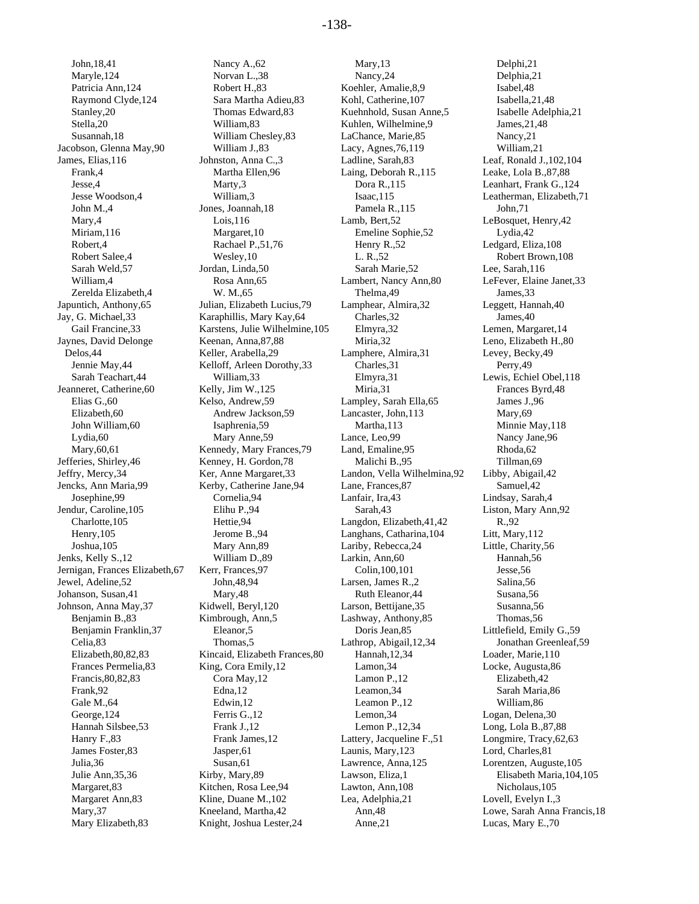John,18,41
Maryle,124
Patricia Ann,124
Raymond Clyde,124
Stanley,20
Stella,20
Susannah,18
Jacobson, Glenna May,90
James, Elias,116
Frank,4
Jesse,4
Jesse Woodson,4
John M.,4
Mary,4
Miriam,116
Robert,4
Robert Salee,4
Sarah Weld,57
William,4
Zerelda Elizabeth,4
Japuntich, Anthony,65
Jay, G. Michael,33
Gail Francine,33
Jaynes, David Delonge Delos,44
Jennie May,44
Sarah Teachart,44
Jeanneret, Catherine,60
Elias G.,60
Elizabeth,60
John William,60
Lydia,60
Mary,60,61
Jefferies, Shirley,46
Jeffry, Mercy,34
Jencks, Ann Maria,99
Josephine,99
Jendur, Caroline,105
Charlotte,105
Henry,105
Joshua,105
Jenks, Kelly S.,12
Jernigan, Frances Elizabeth,67
Jewel, Adeline,52
Johanson, Susan,41
Johnson, Anna May,37
Benjamin B.,83
Benjamin Franklin,37
Celia,83
Elizabeth,80,82,83
Frances Permelia,83
Francis,80,82,83
Frank,92
Gale M.,64
George,124
Hannah Silsbee,53
Hanry F.,83
James Foster,83
Julia,36
Julie Ann,35,36
Margaret,83
Margaret Ann,83
Mary,37
Mary Elizabeth,83
Nancy A.,62
Norvan L.,38
Robert H.,83
Sara Martha Adieu,83
Thomas Edward,83
William,83
William Chesley,83
William J.,83
Johnston, Anna C.,3
Martha Ellen,96
Marty,3
William,3
Jones, Joannah,18
Lois,116
Margaret,10
Rachael P.,51,76
Wesley,10
Jordan, Linda,50
Rosa Ann,65
W. M.,65
Julian, Elizabeth Lucius,79
Karaphillis, Mary Kay,64
Karstens, Julie Wilhelmine,105
Keenan, Anna,87,88
Keller, Arabella,29
Kelloff, Arleen Dorothy,33
William,33
Kelly, Jim W.,125
Kelso, Andrew,59
Andrew Jackson,59
Isaphrenia,59
Mary Anne,59
Kennedy, Mary Frances,79
Kenney, H. Gordon,78
Ker, Anne Margaret,33
Kerby, Catherine Jane,94
Cornelia,94
Elihu P.,94
Hettie,94
Jerome B.,94
Mary Ann,89
William D.,89
Kerr, Frances,97
John,48,94
Mary,48
Kidwell, Beryl,120
Kimbrough, Ann,5
Eleanor,5
Thomas,5
Kincaid, Elizabeth Frances,80
King, Cora Emily,12
Cora May,12
Edna,12
Edwin,12
Ferris G.,12
Frank J.,12
Frank James,12
Jasper,61
Susan,61
Kirby, Mary,89
Kitchen, Rosa Lee,94
Kline, Duane M.,102
Kneeland, Martha,42
Knight, Joshua Lester,24
Mary,13
Nancy,24
Koehler, Amalie,8,9
Kohl, Catherine,107
Kuehnhold, Susan Anne,5
Kuhlen, Wilhelmine,9
LaChance, Marie,85
Lacy, Agnes,76,119
Ladline, Sarah,83
Laing, Deborah R.,115
Dora R.,115
Isaac,115
Pamela R.,115
Lamb, Bert,52
Emeline Sophie,52
Henry R.,52
L. R.,52
Sarah Marie,52
Lambert, Nancy Ann,80
Thelma,49
Lamphear, Almira,32
Charles,32
Elmyra,32
Miria,32
Lamphere, Almira,31
Charles,31
Elmyra,31
Miria,31
Lampley, Sarah Ella,65
Lancaster, John,113
Martha,113
Lance, Leo,99
Land, Emaline,95
Malichi B.,95
Landon, Vella Wilhelmina,92
Lane, Frances,87
Lanfair, Ira,43
Sarah,43
Langdon, Elizabeth,41,42
Langhans, Catharina,104
Lariby, Rebecca,24
Larkin, Ann,60
Colin,100,101
Larsen, James R.,2
Ruth Eleanor,44
Larson, Bettijane,35
Lashway, Anthony,85
Doris Jean,85
Lathrop, Abigail,12,34
Hannah,12,34
Lamon,34
Lamon P.,12
Leamon,34
Leamon P.,12
Lemon,34
Lemon P.,12,34
Lattery, Jacqueline F.,51
Launis, Mary,123
Lawrence, Anna,125
Lawson, Eliza,1
Lawton, Ann,108
Lea, Adelphia,21
Ann,48
Anne,21
Delphi,21
Delphia,21
Isabel,48
Isabella,21,48
Isabelle Adelphia,21
James,21,48
Nancy,21
William,21
Leaf, Ronald J.,102,104
Leake, Lola B.,87,88
Leanhart, Frank G.,124
Leatherman, Elizabeth,71
John,71
LeBosquet, Henry,42
Lydia,42
Ledgard, Eliza,108
Robert Brown,108
Lee, Sarah,116
LeFever, Elaine Janet,33
James,33
Leggett, Hannah,40
James,40
Lemen, Margaret,14
Leno, Elizabeth H.,80
Levey, Becky,49
Perry,49
Lewis, Echiel Obel,118
Frances Byrd,48
James J.,96
Mary,69
Minnie May,118
Nancy Jane,96
Rhoda,62
Tillman,69
Libby, Abigail,42
Samuel,42
Lindsay, Sarah,4
Liston, Mary Ann,92
R.,92
Litt, Mary,112
Little, Charity,56
Hannah,56
Jesse,56
Salina,56
Susana,56
Susanna,56
Thomas,56
Littlefield, Emily G.,59
Jonathan Greenleaf,59
Loader, Marie,110
Locke, Augusta,86
Elizabeth,42
Sarah Maria,86
William,86
Logan, Delena,30
Long, Lola B.,87,88
Longmire, Tracy,62,63
Lord, Charles,81
Lorentzen, Auguste,105
Elisabeth Maria,104,105
Nicholaus,105
Lovell, Evelyn I.,3
Lowe, Sarah Anna Francis,18
Lucas, Mary E.,70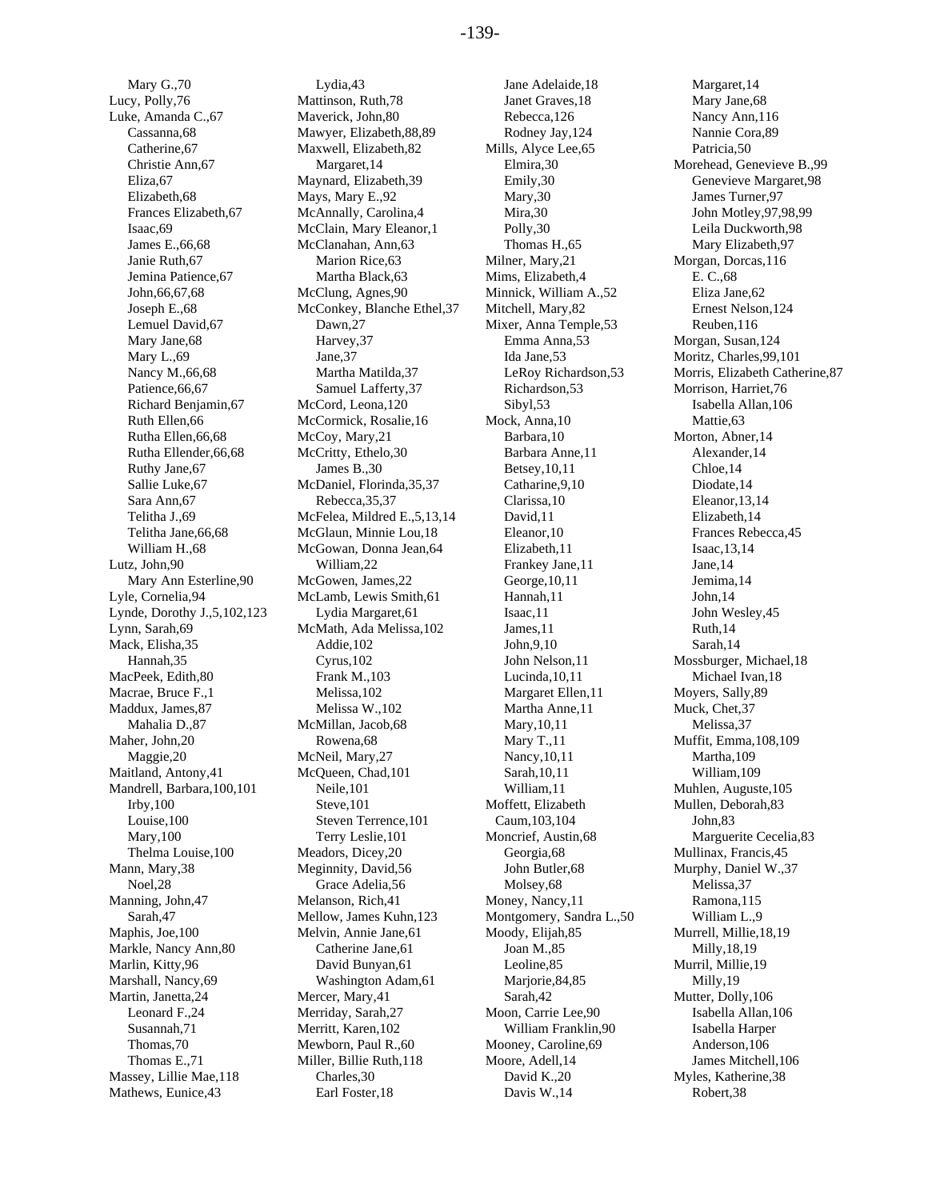Mary G.,70
Lucy, Polly,76
Luke, Amanda C.,67
    Cassanna,68
    Catherine,67
    Christie Ann,67
    Eliza,67
    Elizabeth,68
    Frances Elizabeth,67
    Isaac,69
    James E.,66,68
    Janie Ruth,67
    Jemina Patience,67
    John,66,67,68
    Joseph E.,68
    Lemuel David,67
    Mary Jane,68
    Mary L.,69
    Nancy M.,66,68
    Patience,66,67
    Richard Benjamin,67
    Ruth Ellen,66
    Rutha Ellen,66,68
    Rutha Ellender,66,68
    Ruthy Jane,67
    Sallie Luke,67
    Sara Ann,67
    Telitha J.,69
    Telitha Jane,66,68
    William H.,68
Lutz, John,90
    Mary Ann Esterline,90
Lyle, Cornelia,94
Lynde, Dorothy J.,5,102,123
Lynn, Sarah,69
Mack, Elisha,35
    Hannah,35
MacPeek, Edith,80
Macrae, Bruce F.,1
Maddux, James,87
    Mahalia D.,87
Maher, John,20
    Maggie,20
Maitland, Antony,41
Mandrell, Barbara,100,101
    Irby,100
    Louise,100
    Mary,100
    Thelma Louise,100
Mann, Mary,38
    Noel,28
Manning, John,47
    Sarah,47
Maphis, Joe,100
Markle, Nancy Ann,80
Marlin, Kitty,96
Marshall, Nancy,69
Martin, Janetta,24
    Leonard F.,24
    Susannah,71
    Thomas,70
    Thomas E.,71
Massey, Lillie Mae,118
Mathews, Eunice,43
    Lydia,43
Mattinson, Ruth,78
Maverick, John,80
Mawyer, Elizabeth,88,89
Maxwell, Elizabeth,82
    Margaret,14
Maynard, Elizabeth,39
Mays, Mary E.,92
McAnnally, Carolina,4
McClain, Mary Eleanor,1
McClanahan, Ann,63
    Marion Rice,63
    Martha Black,63
McClung, Agnes,90
McConkey, Blanche Ethel,37
    Dawn,27
    Harvey,37
    Jane,37
    Martha Matilda,37
    Samuel Lafferty,37
McCord, Leona,120
McCormick, Rosalie,16
McCoy, Mary,21
McCritty, Ethelo,30
    James B.,30
McDaniel, Florinda,35,37
    Rebecca,35,37
McFelea, Mildred E.,5,13,14
McGlaun, Minnie Lou,18
McGowan, Donna Jean,64
    William,22
McGowen, James,22
McLamb, Lewis Smith,61
    Lydia Margaret,61
McMath, Ada Melissa,102
    Addie,102
    Cyrus,102
    Frank M.,103
    Melissa,102
    Melissa W.,102
McMillan, Jacob,68
    Rowena,68
McNeil, Mary,27
McQueen, Chad,101
    Neile,101
    Steve,101
    Steven Terrence,101
    Terry Leslie,101
Meadors, Dicey,20
Meginnity, David,56
    Grace Adelia,56
Melanson, Rich,41
Mellow, James Kuhn,123
Melvin, Annie Jane,61
    Catherine Jane,61
    David Bunyan,61
    Washington Adam,61
Mercer, Mary,41
Merriday, Sarah,27
Merritt, Karen,102
Mewborn, Paul R.,60
Miller, Billie Ruth,118
    Charles,30
    Earl Foster,18
    Jane Adelaide,18
    Janet Graves,18
    Rebecca,126
    Rodney Jay,124
Mills, Alyce Lee,65
    Elmira,30
    Emily,30
    Mary,30
    Mira,30
    Polly,30
    Thomas H.,65
Milner, Mary,21
Mims, Elizabeth,4
Minnick, William A.,52
Mitchell, Mary,82
Mixer, Anna Temple,53
    Emma Anna,53
    Ida Jane,53
    LeRoy Richardson,53
    Richardson,53
    Sibyl,53
Mock, Anna,10
    Barbara,10
    Barbara Anne,11
    Betsey,10,11
    Catharine,9,10
    Clarissa,10
    David,11
    Eleanor,10
    Elizabeth,11
    Frankey Jane,11
    George,10,11
    Hannah,11
    Isaac,11
    James,11
    John,9,10
    John Nelson,11
    Lucinda,10,11
    Margaret Ellen,11
    Martha Anne,11
    Mary,10,11
    Mary T.,11
    Nancy,10,11
    Sarah,10,11
    William,11
Moffett, Elizabeth
  Caum,103,104
Moncrief, Austin,68
    Georgia,68
    John Butler,68
    Molsey,68
Money, Nancy,11
Montgomery, Sandra L.,50
Moody, Elijah,85
    Joan M.,85
    Leoline,85
    Marjorie,84,85
    Sarah,42
Moon, Carrie Lee,90
    William Franklin,90
Mooney, Caroline,69
Moore, Adell,14
    David K.,20
    Davis W.,14
    Margaret,14
    Mary Jane,68
    Nancy Ann,116
    Nannie Cora,89
    Patricia,50
Morehead, Genevieve B.,99
    Genevieve Margaret,98
    James Turner,97
    John Motley,97,98,99
    Leila Duckworth,98
    Mary Elizabeth,97
Morgan, Dorcas,116
    E. C.,68
    Eliza Jane,62
    Ernest Nelson,124
    Reuben,116
Morgan, Susan,124
Moritz, Charles,99,101
Morris, Elizabeth Catherine,87
Morrison, Harriet,76
    Isabella Allan,106
    Mattie,63
Morton, Abner,14
    Alexander,14
    Chloe,14
    Diodate,14
    Eleanor,13,14
    Elizabeth,14
    Frances Rebecca,45
    Isaac,13,14
    Jane,14
    Jemima,14
    John,14
    John Wesley,45
    Ruth,14
    Sarah,14
Mossburger, Michael,18
    Michael Ivan,18
Moyers, Sally,89
Muck, Chet,37
    Melissa,37
Muffit, Emma,108,109
    Martha,109
    William,109
Muhlen, Auguste,105
Mullen, Deborah,83
    John,83
    Marguerite Cecelia,83
Mullinax, Francis,45
Murphy, Daniel W.,37
    Melissa,37
    Ramona,115
    William L.,9
Murrell, Millie,18,19
    Milly,18,19
Murril, Millie,19
    Milly,19
Mutter, Dolly,106
    Isabella Allan,106
    Isabella Harper
    Anderson,106
    James Mitchell,106
Myles, Katherine,38
    Robert,38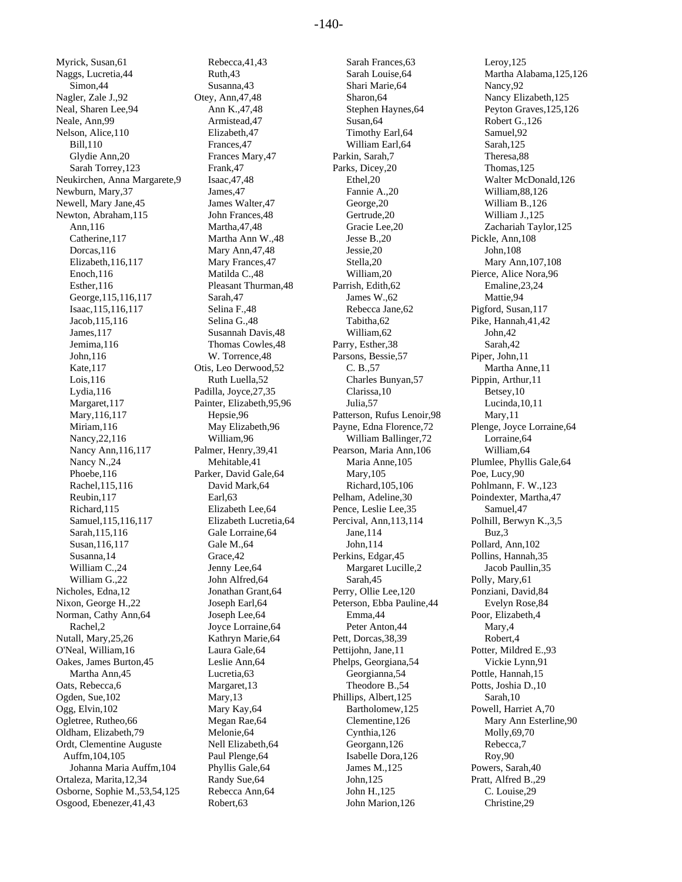Myrick, Susan,61
Naggs, Lucretia,44
    Simon,44
Nagler, Zale J.,92
Neal, Sharen Lee,94
Neale, Ann,99
Nelson, Alice,110
    Bill,110
    Glydie Ann,20
    Sarah Torrey,123
Neukirchen, Anna Margarete,9
Newburn, Mary,37
Newell, Mary Jane,45
Newton, Abraham,115
    Ann,116
    Catherine,117
    Dorcas,116
    Elizabeth,116,117
    Enoch,116
    Esther,116
    George,115,116,117
    Isaac,115,116,117
    Jacob,115,116
    James,117
    Jemima,116
    John,116
    Kate,117
    Lois,116
    Lydia,116
    Margaret,117
    Mary,116,117
    Miriam,116
    Nancy,22,116
    Nancy Ann,116,117
    Nancy N.,24
    Phoebe,116
    Rachel,115,116
    Reubin,117
    Richard,115
    Samuel,115,116,117
    Sarah,115,116
    Susan,116,117
    Susanna,14
    William C.,24
    William G.,22
Nicholes, Edna,12
Nixon, George H.,22
Norman, Cathy Ann,64
    Rachel,2
Nutall, Mary,25,26
O'Neal, William,16
Oakes, James Burton,45
    Martha Ann,45
Oats, Rebecca,6
Ogden, Sue,102
Ogg, Elvin,102
Ogletree, Rutheo,66
Oldham, Elizabeth,79
Ordt, Clementine Auguste
  Auffm,104,105
    Johanna Maria Auffm,104
Ortaleza, Marita,12,34
Osborne, Sophie M.,53,54,125
Osgood, Ebenezer,41,43
    Rebecca,41,43
    Ruth,43
    Susanna,43
Otey, Ann,47,48
    Ann K.,47,48
    Armistead,47
    Elizabeth,47
    Frances,47
    Frances Mary,47
    Frank,47
    Isaac,47,48
    James,47
    James Walter,47
    John Frances,48
    Martha,47,48
    Martha Ann W.,48
    Mary Ann,47,48
    Mary Frances,47
    Matilda C.,48
    Pleasant Thurman,48
    Sarah,47
    Selina F.,48
    Selina G.,48
    Susannah Davis,48
    Thomas Cowles,48
    W. Torrence,48
Otis, Leo Derwood,52
    Ruth Luella,52
Padilla, Joyce,27,35
Painter, Elizabeth,95,96
    Hepsie,96
    May Elizabeth,96
    William,96
Palmer, Henry,39,41
    Mehitable,41
Parker, David Gale,64
    David Mark,64
    Earl,63
    Elizabeth Lee,64
    Elizabeth Lucretia,64
    Gale Lorraine,64
    Gale M.,64
    Grace,42
    Jenny Lee,64
    John Alfred,64
    Jonathan Grant,64
    Joseph Earl,64
    Joseph Lee,64
    Joyce Lorraine,64
    Kathryn Marie,64
    Laura Gale,64
    Leslie Ann,64
    Lucretia,63
    Margaret,13
    Mary,13
    Mary Kay,64
    Megan Rae,64
    Melonie,64
    Nell Elizabeth,64
    Paul Plenge,64
    Phyllis Gale,64
    Randy Sue,64
    Rebecca Ann,64
    Robert,63
    Sarah Frances,63
    Sarah Louise,64
    Shari Marie,64
    Sharon,64
    Stephen Haynes,64
    Susan,64
    Timothy Earl,64
    William Earl,64
Parkin, Sarah,7
Parks, Dicey,20
    Ethel,20
    Fannie A.,20
    George,20
    Gertrude,20
    Gracie Lee,20
    Jesse B.,20
    Jessie,20
    Stella,20
    William,20
Parrish, Edith,62
    James W.,62
    Rebecca Jane,62
    Tabitha,62
    William,62
Parry, Esther,38
Parsons, Bessie,57
    C. B.,57
    Charles Bunyan,57
    Clarissa,10
    Julia,57
Patterson, Rufus Lenoir,98
Payne, Edna Florence,72
    William Ballinger,72
Pearson, Maria Ann,106
    Maria Anne,105
    Mary,105
    Richard,105,106
Pelham, Adeline,30
Pence, Leslie Lee,35
Percival, Ann,113,114
    Jane,114
    John,114
Perkins, Edgar,45
    Margaret Lucille,2
    Sarah,45
Perry, Ollie Lee,120
Peterson, Ebba Pauline,44
    Emma,44
    Peter Anton,44
Pett, Dorcas,38,39
Pettijohn, Jane,11
Phelps, Georgiana,54
    Georgianna,54
    Theodore B.,54
Phillips, Albert,125
    Bartholomew,125
    Clementine,126
    Cynthia,126
    Georgann,126
    Isabelle Dora,126
    James M.,125
    John,125
    John H.,125
    John Marion,126
    Leroy,125
    Martha Alabama,125,126
    Nancy,92
    Nancy Elizabeth,125
    Peyton Graves,125,126
    Robert G.,126
    Samuel,92
    Sarah,125
    Theresa,88
    Thomas,125
    Walter McDonald,126
    William,88,126
    William B.,126
    William J.,125
    Zachariah Taylor,125
Pickle, Ann,108
    John,108
    Mary Ann,107,108
Pierce, Alice Nora,96
    Emaline,23,24
    Mattie,94
Pigford, Susan,117
Pike, Hannah,41,42
    John,42
    Sarah,42
Piper, John,11
    Martha Anne,11
Pippin, Arthur,11
    Betsey,10
    Lucinda,10,11
    Mary,11
Plenge, Joyce Lorraine,64
    Lorraine,64
    William,64
Plumlee, Phyllis Gale,64
Poe, Lucy,90
Pohlmann, F. W.,123
Poindexter, Martha,47
    Samuel,47
Polhill, Berwyn K.,3,5
    Buz,3
Pollard, Ann,102
Pollins, Hannah,35
    Jacob Paullin,35
Polly, Mary,61
Ponziani, David,84
    Evelyn Rose,84
Poor, Elizabeth,4
    Mary,4
    Robert,4
Potter, Mildred E.,93
    Vickie Lynn,91
Pottle, Hannah,15
Potts, Joshia D.,10
    Sarah,10
Powell, Harriet A,70
    Mary Ann Esterline,90
    Molly,69,70
    Rebecca,7
    Roy,90
Powers, Sarah,40
Pratt, Alfred B.,29
    C. Louise,29
    Christine,29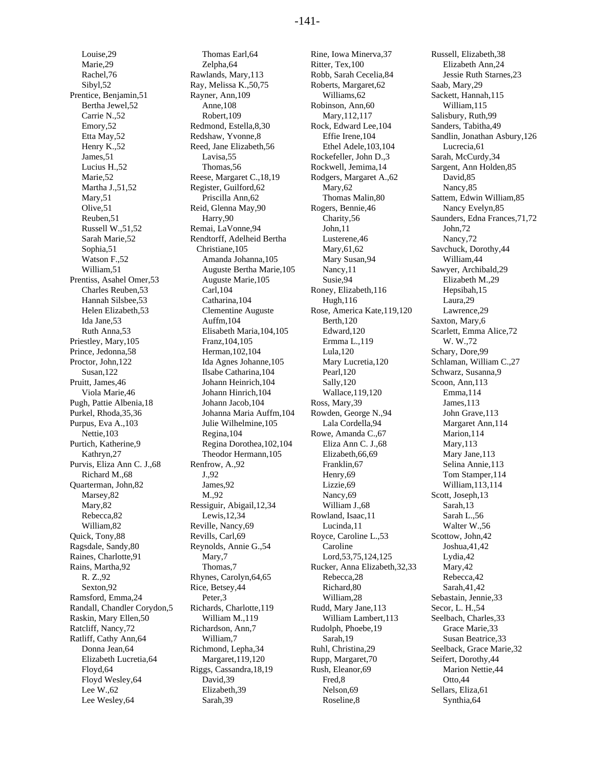Louise,29
Marie,29
Rachel,76
Sibyl,52
Prentice, Benjamin,51
Bertha Jewel,52
Carrie N.,52
Emory,52
Etta May,52
Henry K.,52
James,51
Lucius H.,52
Marie,52
Martha J.,51,52
Mary,51
Olive,51
Reuben,51
Russell W.,51,52
Sarah Marie,52
Sophia,51
Watson F.,52
William,51
Prentiss, Asahel Omer,53
Charles Reuben,53
Hannah Silsbee,53
Helen Elizabeth,53
Ida Jane,53
Ruth Anna,53
Priestley, Mary,105
Prince, Jedonna,58
Proctor, John,122
Susan,122
Pruitt, James,46
Viola Marie,46
Pugh, Pattie Albenia,18
Purkel, Rhoda,35,36
Purpus, Eva A.,103
Nettie,103
Purtich, Katherine,9
Kathryn,27
Purvis, Eliza Ann C. J.,68
Richard M.,68
Quarterman, John,82
Marsey,82
Mary,82
Rebecca,82
William,82
Quick, Tony,88
Ragsdale, Sandy,80
Raines, Charlotte,91
Rains, Martha,92
R. Z.,92
Sexton,92
Ramsford, Emma,24
Randall, Chandler Corydon,5
Raskin, Mary Ellen,50
Ratcliff, Nancy,72
Ratliff, Cathy Ann,64
Donna Jean,64
Elizabeth Lucretia,64
Floyd,64
Floyd Wesley,64
Lee W.,62
Lee Wesley,64

Thomas Earl,64
Zelpha,64
Rawlands, Mary,113
Ray, Melissa K.,50,75
Rayner, Ann,109
Anne,108
Robert,109
Redmond, Estella,8,30
Redshaw, Yvonne,8
Reed, Jane Elizabeth,56
Lavisa,55
Thomas,56
Reese, Margaret C.,18,19
Register, Guilford,62
Priscilla Ann,62
Reid, Glenna May,90
Harry,90
Remai, LaVonne,94
Rendtorff, Adelheid Bertha Christiane,105
Amanda Johanna,105
Auguste Bertha Marie,105
Auguste Marie,105
Carl,104
Catharina,104
Clementine Auguste Auffm,104
Elisabeth Maria,104,105
Franz,104,105
Herman,102,104
Ida Agnes Johanne,105
Ilsabe Catharina,104
Johann Heinrich,104
Johann Hinrich,104
Johann Jacob,104
Johanna Maria Auffm,104
Julie Wilhelmine,105
Regina,104
Regina Dorothea,102,104
Theodor Hermann,105
Renfrow, A.,92
J.,92
James,92
M.,92
Ressiguir, Abigail,12,34
Lewis,12,34
Reville, Nancy,69
Revills, Carl,69
Reynolds, Annie G.,54
Mary,7
Thomas,7
Rhynes, Carolyn,64,65
Rice, Betsey,44
Peter,3
Richards, Charlotte,119
William M.,119
Richardson, Ann,7
William,7
Richmond, Lepha,34
Margaret,119,120
Riggs, Cassandra,18,19
David,39
Elizabeth,39
Sarah,39

Rine, Iowa Minerva,37
Ritter, Tex,100
Robb, Sarah Cecelia,84
Roberts, Margaret,62
Williams,62
Robinson, Ann,60
Mary,112,117
Rock, Edward Lee,104
Effie Irene,104
Ethel Adele,103,104
Rockefeller, John D.,3
Rockwell, Jemima,14
Rodgers, Margaret A.,62
Mary,62
Thomas Malin,80
Rogers, Bennie,46
Charity,56
John,11
Lusterene,46
Mary,61,62
Mary Susan,94
Nancy,11
Susie,94
Roney, Elizabeth,116
Hugh,116
Rose, America Kate,119,120
Berth,120
Edward,120
Ermma L.,119
Lula,120
Mary Lucretia,120
Pearl,120
Sally,120
Wallace,119,120
Ross, Mary,39
Rowden, George N.,94
Lala Cordella,94
Rowe, Amanda C.,67
Eliza Ann C. J.,68
Elizabeth,66,69
Franklin,67
Henry,69
Lizzie,69
Nancy,69
William J.,68
Rowland, Isaac,11
Lucinda,11
Royce, Caroline L.,53
Caroline Lord,53,75,124,125
Rucker, Anna Elizabeth,32,33
Rebecca,28
Richard,80
William,28
Rudd, Mary Jane,113
William Lambert,113
Rudolph, Phoebe,19
Sarah,19
Ruhl, Christina,29
Rupp, Margaret,70
Rush, Eleanor,69
Fred,8
Nelson,69
Roseline,8

Russell, Elizabeth,38
Elizabeth Ann,24
Jessie Ruth Starnes,23
Saab, Mary,29
Sackett, Hannah,115
William,115
Salisbury, Ruth,99
Sanders, Tabitha,49
Sandlin, Jonathan Asbury,126
Lucrecia,61
Sarah, McCurdy,34
Sargent, Ann Holden,85
David,85
Nancy,85
Sattem, Edwin William,85
Nancy Evelyn,85
Saunders, Edna Frances,71,72
John,72
Nancy,72
Savchuck, Dorothy,44
William,44
Sawyer, Archibald,29
Elizabeth M.,29
Hepsibah,15
Laura,29
Lawrence,29
Saxton, Mary,6
Scarlett, Emma Alice,72
W. W.,72
Schary, Dore,99
Schlaman, William C.,27
Schwarz, Susanna,9
Scoon, Ann,113
Emma,114
James,113
John Grave,113
Margaret Ann,114
Marion,114
Mary,113
Mary Jane,113
Selina Annie,113
Tom Stamper,114
William,113,114
Scott, Joseph,13
Sarah,13
Sarah L.,56
Walter W.,56
Scottow, John,42
Joshua,41,42
Lydia,42
Mary,42
Rebecca,42
Sarah,41,42
Sebastain, Jennie,33
Secor, L. H.,54
Seelbach, Charles,33
Grace Marie,33
Susan Beatrice,33
Seelback, Grace Marie,32
Seifert, Dorothy,44
Marion Nettie,44
Otto,44
Sellars, Eliza,61
Synthia,64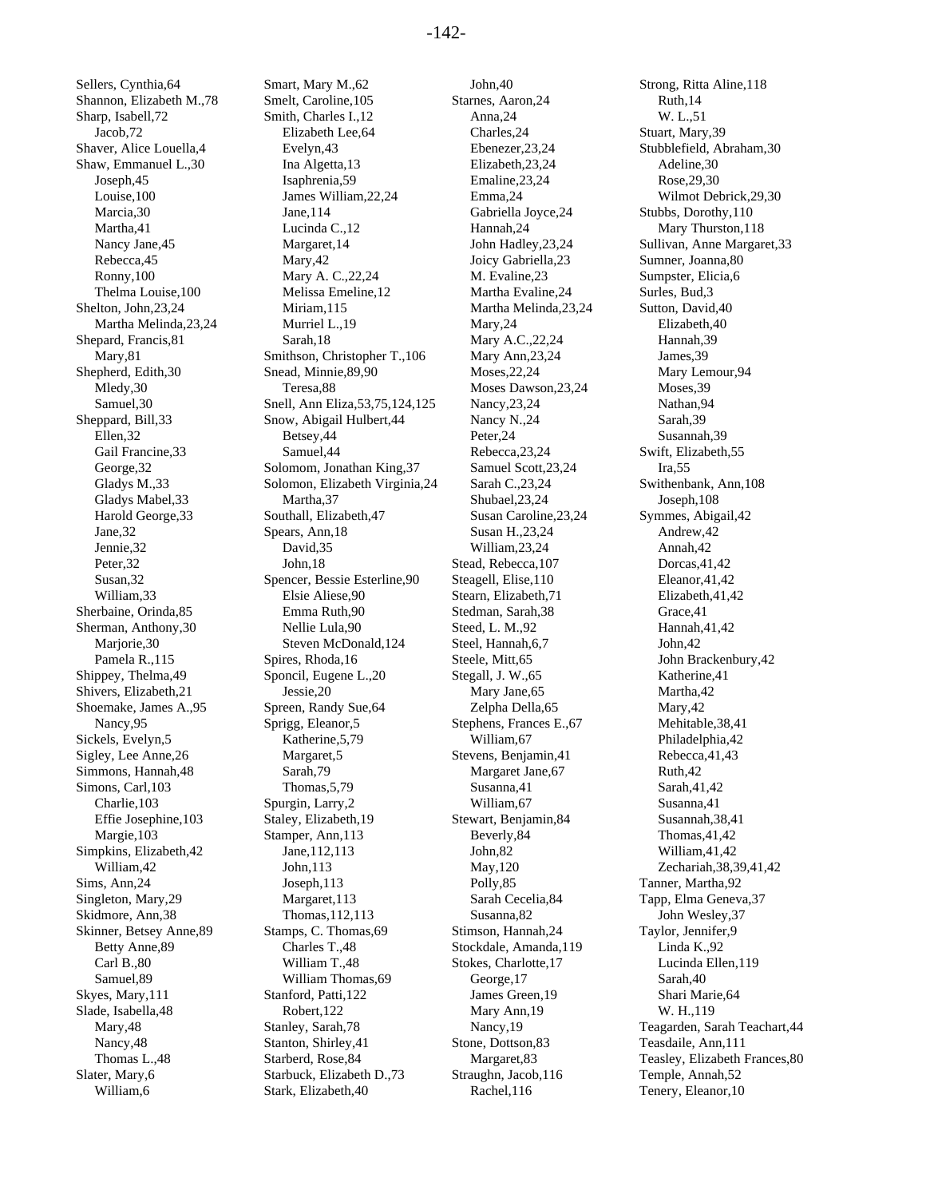Sellers, Cynthia,64
Shannon, Elizabeth M.,78
Sharp, Isabell,72
    Jacob,72
Shaver, Alice Louella,4
Shaw, Emmanuel L.,30
    Joseph,45
    Louise,100
    Marcia,30
    Martha,41
    Nancy Jane,45
    Rebecca,45
    Ronny,100
    Thelma Louise,100
Shelton, John,23,24
    Martha Melinda,23,24
Shepard, Francis,81
    Mary,81
Shepherd, Edith,30
    Mledy,30
    Samuel,30
Sheppard, Bill,33
    Ellen,32
    Gail Francine,33
    George,32
    Gladys M.,33
    Gladys Mabel,33
    Harold George,33
    Jane,32
    Jennie,32
    Peter,32
    Susan,32
    William,33
Sherbaine, Orinda,85
Sherman, Anthony,30
    Marjorie,30
    Pamela R.,115
Shippey, Thelma,49
Shivers, Elizabeth,21
Shoemake, James A.,95
    Nancy,95
Sickels, Evelyn,5
Sigley, Lee Anne,26
Simmons, Hannah,48
Simons, Carl,103
    Charlie,103
    Effie Josephine,103
    Margie,103
Simpkins, Elizabeth,42
    William,42
Sims, Ann,24
Singleton, Mary,29
Skidmore, Ann,38
Skinner, Betsey Anne,89
    Betty Anne,89
    Carl B.,80
    Samuel,89
Skyes, Mary,111
Slade, Isabella,48
    Mary,48
    Nancy,48
    Thomas L.,48
Slater, Mary,6
    William,6
Smart, Mary M.,62
Smelt, Caroline,105
Smith, Charles I.,12
    Elizabeth Lee,64
    Evelyn,43
    Ina Algetta,13
    Isaphrenia,59
    James William,22,24
    Jane,114
    Lucinda C.,12
    Margaret,14
    Mary,42
    Mary A. C.,22,24
    Melissa Emeline,12
    Miriam,115
    Murriel L.,19
    Sarah,18
Smithson, Christopher T.,106
Snead, Minnie,89,90
    Teresa,88
Snell, Ann Eliza,53,75,124,125
Snow, Abigail Hulbert,44
    Betsey,44
    Samuel,44
Solomom, Jonathan King,37
Solomon, Elizabeth Virginia,24
    Martha,37
Southall, Elizabeth,47
Spears, Ann,18
    David,35
    John,18
Spencer, Bessie Esterline,90
    Elsie Aliese,90
    Emma Ruth,90
    Nellie Lula,90
    Steven McDonald,124
Spires, Rhoda,16
Sponcil, Eugene L.,20
    Jessie,20
Spreen, Randy Sue,64
Sprigg, Eleanor,5
    Katherine,5,79
    Margaret,5
    Sarah,79
    Thomas,5,79
Spurgin, Larry,2
Staley, Elizabeth,19
Stamper, Ann,113
    Jane,112,113
    John,113
    Joseph,113
    Margaret,113
    Thomas,112,113
Stamps, C. Thomas,69
    Charles T.,48
    William T.,48
    William Thomas,69
Stanford, Patti,122
    Robert,122
Stanley, Sarah,78
Stanton, Shirley,41
Starberd, Rose,84
Starbuck, Elizabeth D.,73
Stark, Elizabeth,40
    John,40
Starnes, Aaron,24
    Anna,24
    Charles,24
    Ebenezer,23,24
    Elizabeth,23,24
    Emaline,23,24
    Emma,24
    Gabriella Joyce,24
    Hannah,24
    John Hadley,23,24
    Joicy Gabriella,23
    M. Evaline,23
    Martha Evaline,24
    Martha Melinda,23,24
    Mary,24
    Mary A.C.,22,24
    Mary Ann,23,24
    Moses,22,24
    Moses Dawson,23,24
    Nancy,23,24
    Nancy N.,24
    Peter,24
    Rebecca,23,24
    Samuel Scott,23,24
    Sarah C.,23,24
    Shubael,23,24
    Susan Caroline,23,24
    Susan H.,23,24
    William,23,24
Stead, Rebecca,107
Steagell, Elise,110
Stearn, Elizabeth,71
Stedman, Sarah,38
Steed, L. M.,92
Steel, Hannah,6,7
Steele, Mitt,65
Stegall, J. W.,65
    Mary Jane,65
    Zelpha Della,65
Stephens, Frances E.,67
    William,67
Stevens, Benjamin,41
    Margaret Jane,67
    Susanna,41
    William,67
Stewart, Benjamin,84
    Beverly,84
    John,82
    May,120
    Polly,85
    Sarah Cecelia,84
    Susanna,82
Stimson, Hannah,24
Stockdale, Amanda,119
Stokes, Charlotte,17
    George,17
    James Green,19
    Mary Ann,19
    Nancy,19
Stone, Dottson,83
    Margaret,83
Straughn, Jacob,116
    Rachel,116
Strong, Ritta Aline,118
    Ruth,14
    W. L.,51
Stuart, Mary,39
Stubblefield, Abraham,30
    Adeline,30
    Rose,29,30
    Wilmot Debrick,29,30
Stubbs, Dorothy,110
    Mary Thurston,118
Sullivan, Anne Margaret,33
Sumner, Joanna,80
Sumpster, Elicia,6
Surles, Bud,3
Sutton, David,40
    Elizabeth,40
    Hannah,39
    James,39
    Mary Lemour,94
    Moses,39
    Nathan,94
    Sarah,39
    Susannah,39
Swift, Elizabeth,55
    Ira,55
Swithenbank, Ann,108
    Joseph,108
Symmes, Abigail,42
    Andrew,42
    Annah,42
    Dorcas,41,42
    Eleanor,41,42
    Elizabeth,41,42
    Grace,41
    Hannah,41,42
    John,42
    John Brackenbury,42
    Katherine,41
    Martha,42
    Mary,42
    Mehitable,38,41
    Philadelphia,42
    Rebecca,41,43
    Ruth,42
    Sarah,41,42
    Susanna,41
    Susannah,38,41
    Thomas,41,42
    William,41,42
    Zechariah,38,39,41,42
Tanner, Martha,92
Tapp, Elma Geneva,37
    John Wesley,37
Taylor, Jennifer,9
    Linda K.,92
    Lucinda Ellen,119
    Sarah,40
    Shari Marie,64
    W. H.,119
Teagarden, Sarah Teachart,44
Teasdaile, Ann,111
Teasley, Elizabeth Frances,80
Temple, Annah,52
Tenery, Eleanor,10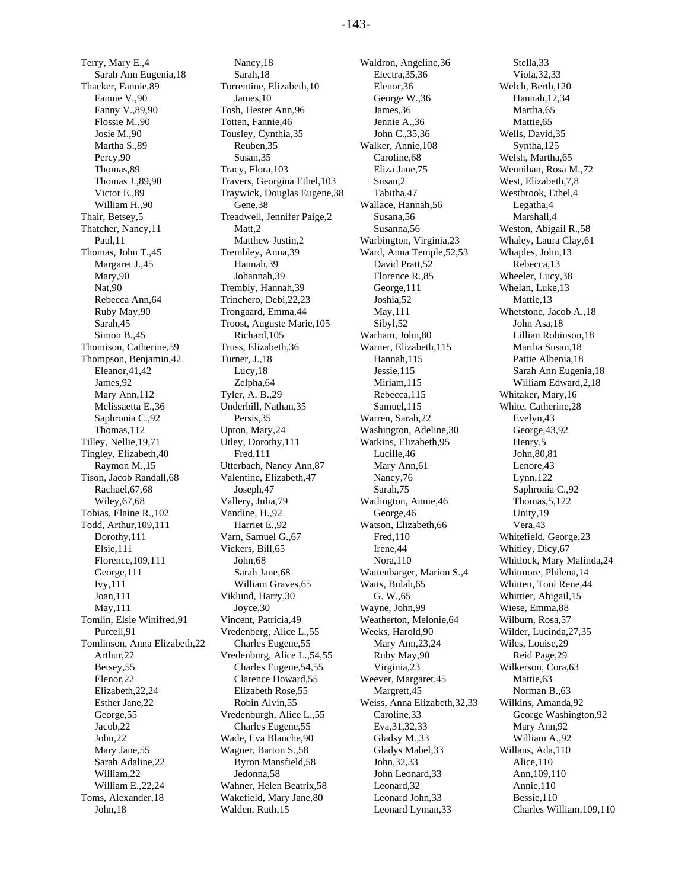Terry, Mary E.,4
    Sarah Ann Eugenia,18
Thacker, Fannie,89
    Fannie V.,90
    Fanny V.,89,90
    Flossie M.,90
    Josie M.,90
    Martha S.,89
    Percy,90
    Thomas,89
    Thomas J.,89,90
    Victor E.,89
    William H.,90
Thair, Betsey,5
Thatcher, Nancy,11
    Paul,11
Thomas, John T.,45
    Margaret J.,45
    Mary,90
    Nat,90
    Rebecca Ann,64
    Ruby May,90
    Sarah,45
    Simon B.,45
Thomison, Catherine,59
Thompson, Benjamin,42
    Eleanor,41,42
    James,92
    Mary Ann,112
    Melissaetta E.,36
    Saphronia C.,92
    Thomas,112
Tilley, Nellie,19,71
Tingley, Elizabeth,40
    Raymon M.,15
Tison, Jacob Randall,68
    Rachael,67,68
    Wiley,67,68
Tobias, Elaine R.,102
Todd, Arthur,109,111
    Dorothy,111
    Elsie,111
    Florence,109,111
    George,111
    Ivy,111
    Joan,111
    May,111
Tomlin, Elsie Winifred,91
    Purcell,91
Tomlinson, Anna Elizabeth,22
    Arthur,22
    Betsey,55
    Elenor,22
    Elizabeth,22,24
    Esther Jane,22
    George,55
    Jacob,22
    John,22
    Mary Jane,55
    Sarah Adaline,22
    William,22
    William E.,22,24
Toms, Alexander,18
    John,18
    Nancy,18
    Sarah,18
Torrentine, Elizabeth,10
    James,10
Tosh, Hester Ann,96
Totten, Fannie,46
Tousley, Cynthia,35
    Reuben,35
    Susan,35
Tracy, Flora,103
Travers, Georgina Ethel,103
Traywick, Douglas Eugene,38
    Gene,38
Treadwell, Jennifer Paige,2
    Matt,2
    Matthew Justin,2
Trembley, Anna,39
    Hannah,39
    Johannah,39
Trembly, Hannah,39
Trinchero, Debi,22,23
Trongaard, Emma,44
Troost, Auguste Marie,105
    Richard,105
Truss, Elizabeth,36
Turner, J.,18
    Lucy,18
    Zelpha,64
Tyler, A. B.,29
Underhill, Nathan,35
    Persis,35
Upton, Mary,24
Utley, Dorothy,111
    Fred,111
Utterbach, Nancy Ann,87
Valentine, Elizabeth,47
    Joseph,47
Vallery, Julia,79
Vandine, H.,92
    Harriet E.,92
Varn, Samuel G.,67
Vickers, Bill,65
    John,68
    Sarah Jane,68
    William Graves,65
Viklund, Harry,30
    Joyce,30
Vincent, Patricia,49
Vredenberg, Alice L.,55
    Charles Eugene,55
Vredenburg, Alice L.,54,55
    Charles Eugene,54,55
    Clarence Howard,55
    Elizabeth Rose,55
    Robin Alvin,55
Vredenburgh, Alice L.,55
    Charles Eugene,55
Wade, Eva Blanche,90
Wagner, Barton S.,58
    Byron Mansfield,58
    Jedonna,58
Wahner, Helen Beatrix,58
Wakefield, Mary Jane,80
Walden, Ruth,15
Waldron, Angeline,36
    Electra,35,36
    Elenor,36
    George W.,36
    James,36
    Jennie A.,36
    John C.,35,36
Walker, Annie,108
    Caroline,68
    Eliza Jane,75
    Susan,2
    Tabitha,47
Wallace, Hannah,56
    Susana,56
    Susanna,56
Warbington, Virginia,23
Ward, Anna Temple,52,53
    David Pratt,52
    Florence R.,85
    George,111
    Joshia,52
    May,111
    Sibyl,52
Warham, John,80
Warner, Elizabeth,115
    Hannah,115
    Jessie,115
    Miriam,115
    Rebecca,115
    Samuel,115
Warren, Sarah,22
Washington, Adeline,30
Watkins, Elizabeth,95
    Lucille,46
    Mary Ann,61
    Nancy,76
    Sarah,75
Watlington, Annie,46
    George,46
Watson, Elizabeth,66
    Fred,110
    Irene,44
    Nora,110
Wattenbarger, Marion S.,4
Watts, Bulah,65
    G. W.,65
Wayne, John,99
Weatherton, Melonie,64
Weeks, Harold,90
    Mary Ann,23,24
    Ruby May,90
    Virginia,23
Weever, Margaret,45
    Margrett,45
Weiss, Anna Elizabeth,32,33
    Caroline,33
    Eva,31,32,33
    Gladsy M.,33
    Gladys Mabel,33
    John,32,33
    John Leonard,33
    Leonard,32
    Leonard John,33
    Leonard Lyman,33
    Stella,33
    Viola,32,33
Welch, Berth,120
    Hannah,12,34
    Martha,65
    Mattie,65
Wells, David,35
    Syntha,125
Welsh, Martha,65
Wennihan, Rosa M.,72
West, Elizabeth,7,8
Westbrook, Ethel,4
    Legatha,4
    Marshall,4
Weston, Abigail R.,58
Whaley, Laura Clay,61
Whaples, John,13
    Rebecca,13
Wheeler, Lucy,38
Whelan, Luke,13
    Mattie,13
Whetstone, Jacob A.,18
    John Asa,18
    Lillian Robinson,18
    Martha Susan,18
    Pattie Albenia,18
    Sarah Ann Eugenia,18
    William Edward,2,18
Whitaker, Mary,16
White, Catherine,28
    Evelyn,43
    George,43,92
    Henry,5
    John,80,81
    Lenore,43
    Lynn,122
    Saphronia C.,92
    Thomas,5,122
    Unity,19
    Vera,43
Whitefield, George,23
Whitley, Dicy,67
Whitlock, Mary Malinda,24
Whitmore, Philena,14
Whitten, Toni Rene,44
Whittier, Abigail,15
Wiese, Emma,88
Wilburn, Rosa,57
Wilder, Lucinda,27,35
Wiles, Louise,29
    Reid Page,29
Wilkerson, Cora,63
    Mattie,63
    Norman B.,63
Wilkins, Amanda,92
    George Washington,92
    Mary Ann,92
    William A.,92
Willans, Ada,110
    Alice,110
    Ann,109,110
    Annie,110
    Bessie,110
    Charles William,109,110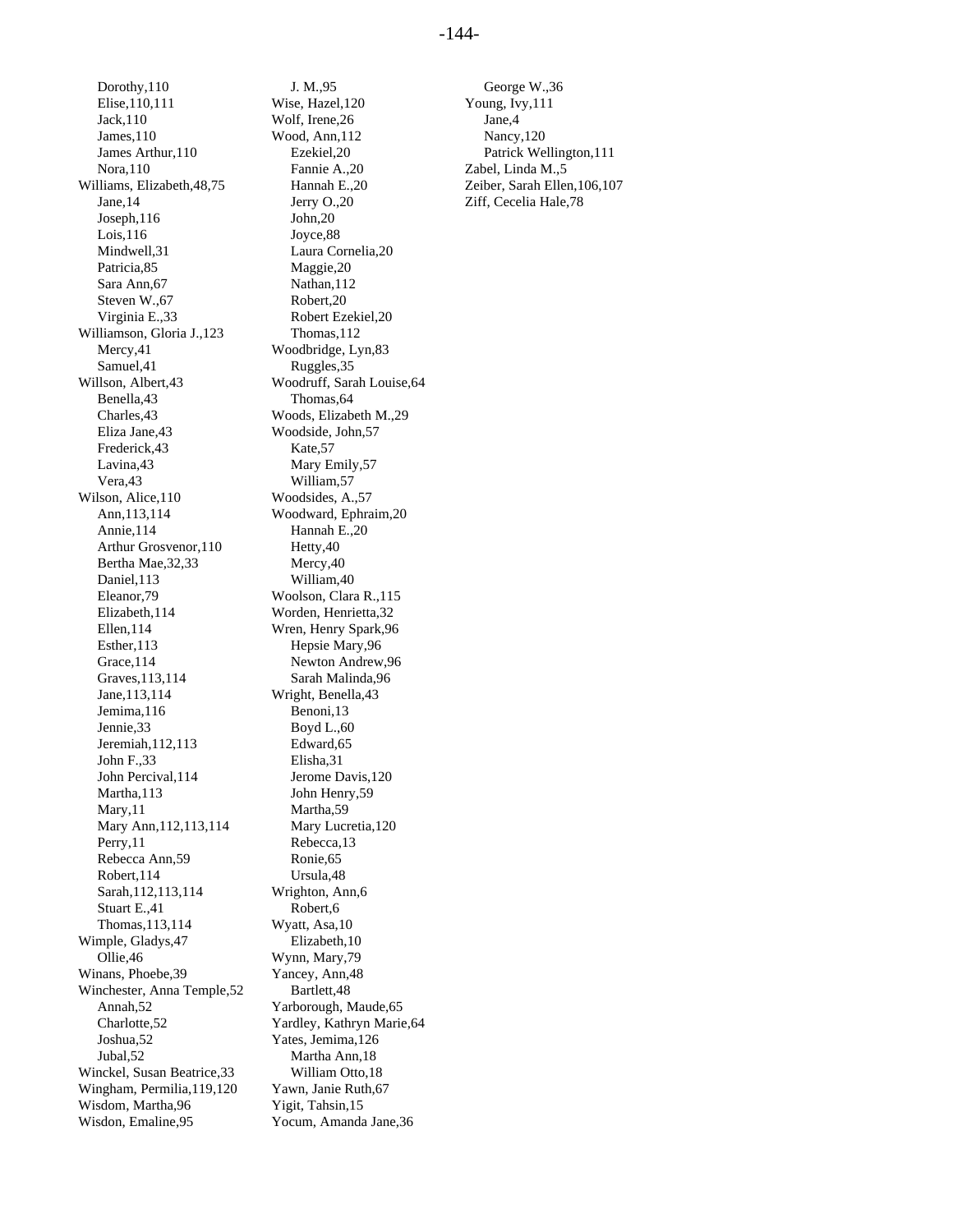Dorothy,110
Elise,110,111
Jack,110
James,110
James Arthur,110
Nora,110
Williams, Elizabeth,48,75
Jane,14
Joseph,116
Lois,116
Mindwell,31
Patricia,85
Sara Ann,67
Steven W.,67
Virginia E.,33
Williamson, Gloria J.,123
Mercy,41
Samuel,41
Willson, Albert,43
Benella,43
Charles,43
Eliza Jane,43
Frederick,43
Lavina,43
Vera,43
Wilson, Alice,110
Ann,113,114
Annie,114
Arthur Grosvenor,110
Bertha Mae,32,33
Daniel,113
Eleanor,79
Elizabeth,114
Ellen,114
Esther,113
Grace,114
Graves,113,114
Jane,113,114
Jemima,116
Jennie,33
Jeremiah,112,113
John F.,33
John Percival,114
Martha,113
Mary,11
Mary Ann,112,113,114
Perry,11
Rebecca Ann,59
Robert,114
Sarah,112,113,114
Stuart E.,41
Thomas,113,114
Wimple, Gladys,47
Ollie,46
Winans, Phoebe,39
Winchester, Anna Temple,52
Annah,52
Charlotte,52
Joshua,52
Jubal,52
Winckel, Susan Beatrice,33
Wingham, Permilia,119,120
Wisdom, Martha,96
Wisdon, Emaline,95
J. M.,95
Wise, Hazel,120
Wolf, Irene,26
Wood, Ann,112
Ezekiel,20
Fannie A.,20
Hannah E.,20
Jerry O.,20
John,20
Joyce,88
Laura Cornelia,20
Maggie,20
Nathan,112
Robert,20
Robert Ezekiel,20
Thomas,112
Woodbridge, Lyn,83
Ruggles,35
Woodruff, Sarah Louise,64
Thomas,64
Woods, Elizabeth M.,29
Woodside, John,57
Kate,57
Mary Emily,57
William,57
Woodsides, A.,57
Woodward, Ephraim,20
Hannah E.,20
Hetty,40
Mercy,40
William,40
Woolson, Clara R.,115
Worden, Henrietta,32
Wren, Henry Spark,96
Hepsie Mary,96
Newton Andrew,96
Sarah Malinda,96
Wright, Benella,43
Benoni,13
Boyd L.,60
Edward,65
Elisha,31
Jerome Davis,120
John Henry,59
Martha,59
Mary Lucretia,120
Rebecca,13
Ronie,65
Ursula,48
Wrighton, Ann,6
Robert,6
Wyatt, Asa,10
Elizabeth,10
Wynn, Mary,79
Yancey, Ann,48
Bartlett,48
Yarborough, Maude,65
Yardley, Kathryn Marie,64
Yates, Jemima,126
Martha Ann,18
William Otto,18
Yawn, Janie Ruth,67
Yigit, Tahsin,15
Yocum, Amanda Jane,36
George W.,36
Young, Ivy,111
Jane,4
Nancy,120
Patrick Wellington,111
Zabel, Linda M.,5
Zeiber, Sarah Ellen,106,107
Ziff, Cecelia Hale,78